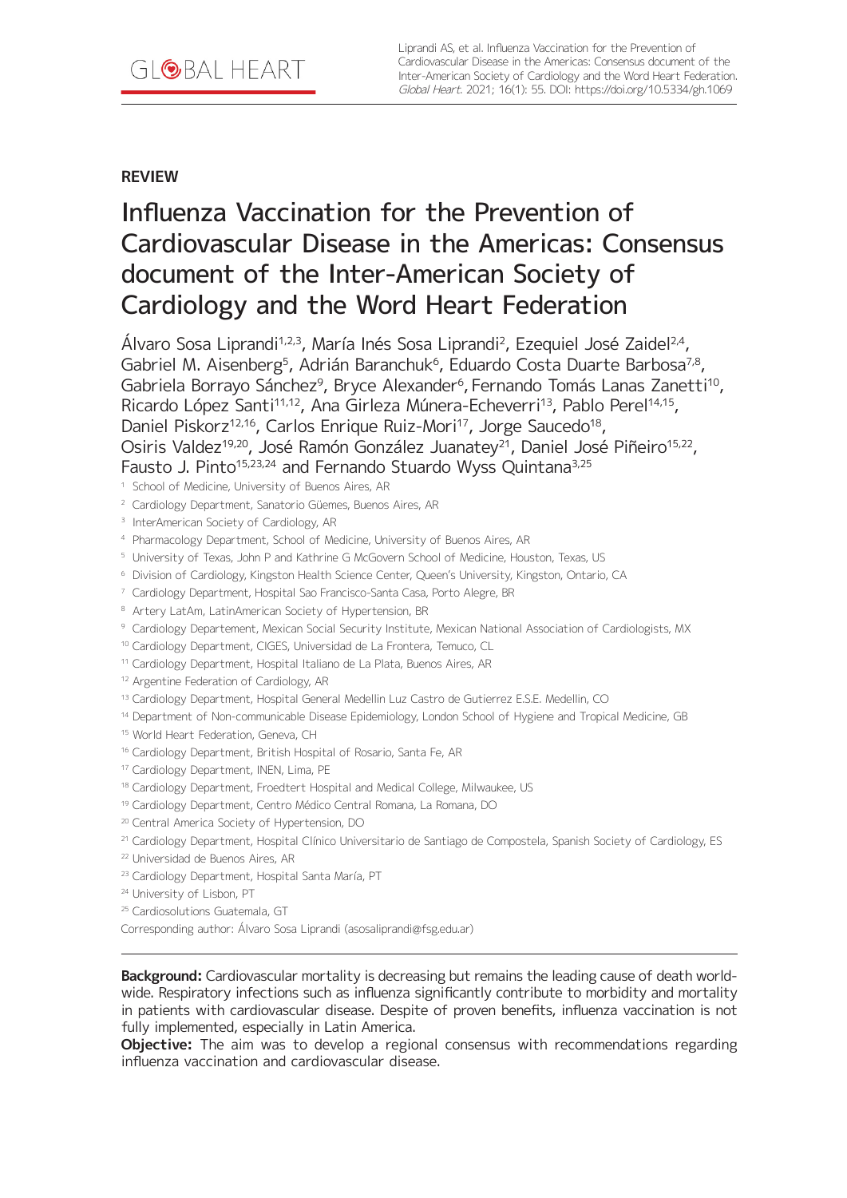## REVIEW

# Influenza Vaccination for the Prevention of Cardiovascular Disease in the Americas: Consensus document of the Inter-American Society of Cardiology and the Word Heart Federation

Álvaro Sosa Liprandi[1,2,3], María Inés Sosa Liprandi[2], Ezequiel José Zaidel[2,4], Gabriel M. Aisenberg[5], Adrián Baranchuk[6], Eduardo Costa Duarte Barbosa[7,8], Gabriela Borrayo Sánchez[9], Bryce Alexander[6], Fernando Tomás Lanas Zanetti[10], Ricardo López Santi[11,12], Ana Girleza Múnera-Echeverri[13], Pablo Perel[14,15], Daniel Piskorz[12,16], Carlos Enrique Ruiz-Mori[17], Jorge Saucedo[18], Osiris Valdez[19,20], José Ramón González Juanatey[21], Daniel José Piñeiro[15,22], Fausto J. Pinto[15,23,24] and Fernando Stuardo Wyss Quintana[3,25]

[1] School of Medicine, University of Buenos Aires, AR
[2] Cardiology Department, Sanatorio Güemes, Buenos Aires, AR
[3] InterAmerican Society of Cardiology, AR
[4] Pharmacology Department, School of Medicine, University of Buenos Aires, AR
[5] University of Texas, John P and Kathrine G McGovern School of Medicine, Houston, Texas, US
[6] Division of Cardiology, Kingston Health Science Center, Queen's University, Kingston, Ontario, CA
[7] Cardiology Department, Hospital Sao Francisco-Santa Casa, Porto Alegre, BR
[8] Artery LatAm, LatinAmerican Society of Hypertension, BR
[9] Cardiology Departement, Mexican Social Security Institute, Mexican National Association of Cardiologists, MX
[10] Cardiology Department, CIGES, Universidad de La Frontera, Temuco, CL
[11] Cardiology Department, Hospital Italiano de La Plata, Buenos Aires, AR
[12] Argentine Federation of Cardiology, AR
[13] Cardiology Department, Hospital General Medellin Luz Castro de Gutierrez E.S.E. Medellin, CO
[14] Department of Non-communicable Disease Epidemiology, London School of Hygiene and Tropical Medicine, GB
[15] World Heart Federation, Geneva, CH
[16] Cardiology Department, British Hospital of Rosario, Santa Fe, AR
[17] Cardiology Department, INEN, Lima, PE
[18] Cardiology Department, Froedtert Hospital and Medical College, Milwaukee, US
[19] Cardiology Department, Centro Médico Central Romana, La Romana, DO
[20] Central America Society of Hypertension, DO
[21] Cardiology Department, Hospital Clínico Universitario de Santiago de Compostela, Spanish Society of Cardiology, ES
[22] Universidad de Buenos Aires, AR
[23] Cardiology Department, Hospital Santa María, PT
[24] University of Lisbon, PT
[25] Cardiosolutions Guatemala, GT

Corresponding author: Álvaro Sosa Liprandi (asosaliprandi@fsg.edu.ar)

---

**Background:** Cardiovascular mortality is decreasing but remains the leading cause of death worldwide. Respiratory infections such as influenza significantly contribute to morbidity and mortality in patients with cardiovascular disease. Despite of proven benefits, influenza vaccination is not fully implemented, especially in Latin America.

**Objective:** The aim was to develop a regional consensus with recommendations regarding influenza vaccination and cardiovascular disease.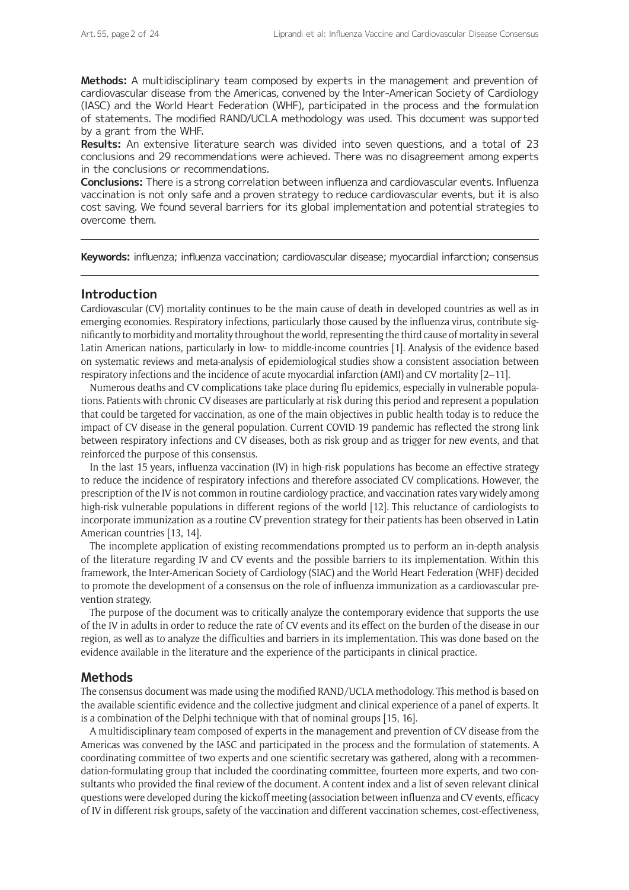**Methods:** A multidisciplinary team composed by experts in the management and prevention of cardiovascular disease from the Americas, convened by the Inter-American Society of Cardiology (IASC) and the World Heart Federation (WHF), participated in the process and the formulation of statements. The modified RAND/UCLA methodology was used. This document was supported by a grant from the WHF.

**Results:** An extensive literature search was divided into seven questions, and a total of 23 conclusions and 29 recommendations were achieved. There was no disagreement among experts in the conclusions or recommendations.

**Conclusions:** There is a strong correlation between influenza and cardiovascular events. Influenza vaccination is not only safe and a proven strategy to reduce cardiovascular events, but it is also cost saving. We found several barriers for its global implementation and potential strategies to overcome them.

---

**Keywords:** influenza; influenza vaccination; cardiovascular disease; myocardial infarction; consensus

---

## Introduction

Cardiovascular (CV) mortality continues to be the main cause of death in developed countries as well as in emerging economies. Respiratory infections, particularly those caused by the influenza virus, contribute significantly to morbidity and mortality throughout the world, representing the third cause of mortality in several Latin American nations, particularly in low- to middle-income countries [1]. Analysis of the evidence based on systematic reviews and meta-analysis of epidemiological studies show a consistent association between respiratory infections and the incidence of acute myocardial infarction (AMI) and CV mortality [2–11].

Numerous deaths and CV complications take place during flu epidemics, especially in vulnerable populations. Patients with chronic CV diseases are particularly at risk during this period and represent a population that could be targeted for vaccination, as one of the main objectives in public health today is to reduce the impact of CV disease in the general population. Current COVID-19 pandemic has reflected the strong link between respiratory infections and CV diseases, both as risk group and as trigger for new events, and that reinforced the purpose of this consensus.

In the last 15 years, influenza vaccination (IV) in high-risk populations has become an effective strategy to reduce the incidence of respiratory infections and therefore associated CV complications. However, the prescription of the IV is not common in routine cardiology practice, and vaccination rates vary widely among high-risk vulnerable populations in different regions of the world [12]. This reluctance of cardiologists to incorporate immunization as a routine CV prevention strategy for their patients has been observed in Latin American countries [13, 14].

The incomplete application of existing recommendations prompted us to perform an in-depth analysis of the literature regarding IV and CV events and the possible barriers to its implementation. Within this framework, the Inter-American Society of Cardiology (SIAC) and the World Heart Federation (WHF) decided to promote the development of a consensus on the role of influenza immunization as a cardiovascular prevention strategy.

The purpose of the document was to critically analyze the contemporary evidence that supports the use of the IV in adults in order to reduce the rate of CV events and its effect on the burden of the disease in our region, as well as to analyze the difficulties and barriers in its implementation. This was done based on the evidence available in the literature and the experience of the participants in clinical practice.

## Methods

The consensus document was made using the modified RAND/UCLA methodology. This method is based on the available scientific evidence and the collective judgment and clinical experience of a panel of experts. It is a combination of the Delphi technique with that of nominal groups [15, 16].

A multidisciplinary team composed of experts in the management and prevention of CV disease from the Americas was convened by the IASC and participated in the process and the formulation of statements. A coordinating committee of two experts and one scientific secretary was gathered, along with a recommendation-formulating group that included the coordinating committee, fourteen more experts, and two consultants who provided the final review of the document. A content index and a list of seven relevant clinical questions were developed during the kickoff meeting (association between influenza and CV events, efficacy of IV in different risk groups, safety of the vaccination and different vaccination schemes, cost-effectiveness,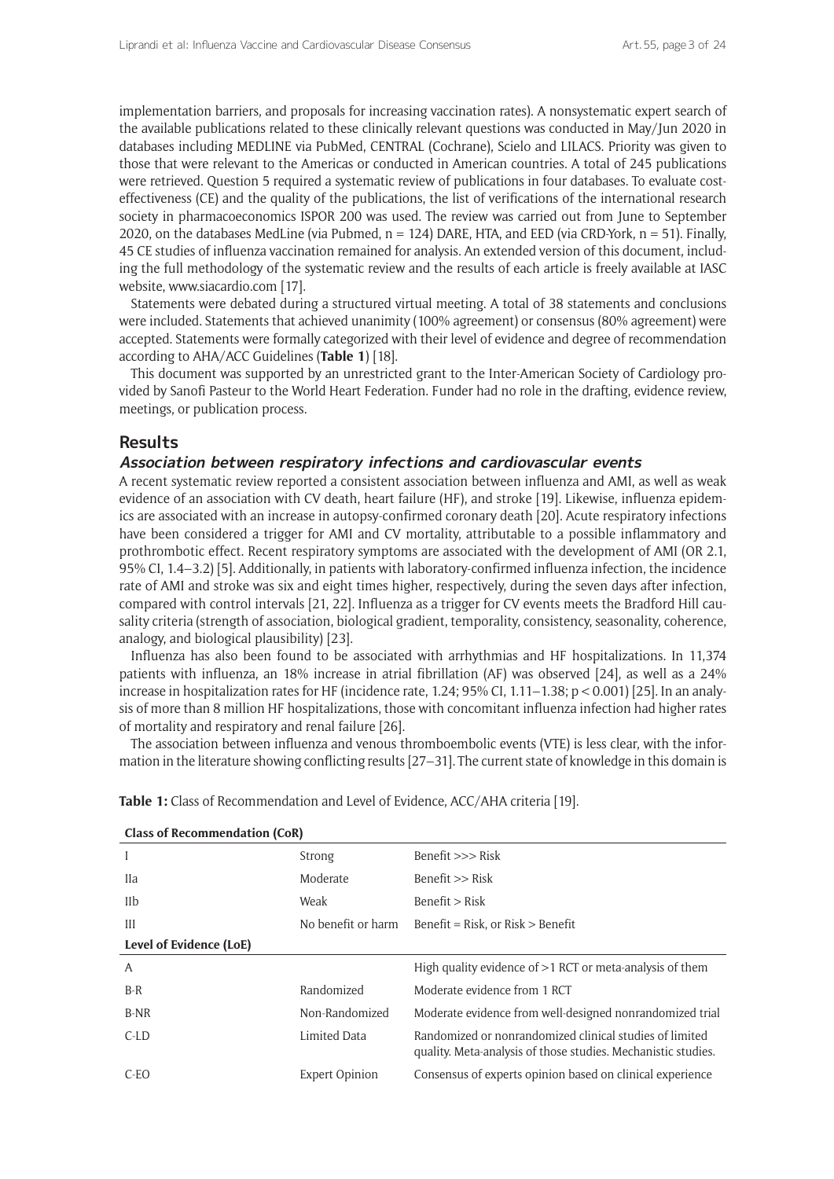implementation barriers, and proposals for increasing vaccination rates). A nonsystematic expert search of the available publications related to these clinically relevant questions was conducted in May/Jun 2020 in databases including MEDLINE via PubMed, CENTRAL (Cochrane), Scielo and LILACS. Priority was given to those that were relevant to the Americas or conducted in American countries. A total of 245 publications were retrieved. Question 5 required a systematic review of publications in four databases. To evaluate cost-effectiveness (CE) and the quality of the publications, the list of verifications of the international research society in pharmacoeconomics ISPOR 200 was used. The review was carried out from June to September 2020, on the databases MedLine (via Pubmed, n = 124) DARE, HTA, and EED (via CRD-York, n = 51). Finally, 45 CE studies of influenza vaccination remained for analysis. An extended version of this document, including the full methodology of the systematic review and the results of each article is freely available at IASC website, www.siacardio.com [17].

Statements were debated during a structured virtual meeting. A total of 38 statements and conclusions were included. Statements that achieved unanimity (100% agreement) or consensus (80% agreement) were accepted. Statements were formally categorized with their level of evidence and degree of recommendation according to AHA/ACC Guidelines (**Table 1**) [18].

This document was supported by an unrestricted grant to the Inter-American Society of Cardiology provided by Sanofi Pasteur to the World Heart Federation. Funder had no role in the drafting, evidence review, meetings, or publication process.

## Results

### Association between respiratory infections and cardiovascular events

A recent systematic review reported a consistent association between influenza and AMI, as well as weak evidence of an association with CV death, heart failure (HF), and stroke [19]. Likewise, influenza epidemics are associated with an increase in autopsy-confirmed coronary death [20]. Acute respiratory infections have been considered a trigger for AMI and CV mortality, attributable to a possible inflammatory and prothrombotic effect. Recent respiratory symptoms are associated with the development of AMI (OR 2.1, 95% CI, 1.4–3.2) [5]. Additionally, in patients with laboratory-confirmed influenza infection, the incidence rate of AMI and stroke was six and eight times higher, respectively, during the seven days after infection, compared with control intervals [21, 22]. Influenza as a trigger for CV events meets the Bradford Hill causality criteria (strength of association, biological gradient, temporality, consistency, seasonality, coherence, analogy, and biological plausibility) [23].

Influenza has also been found to be associated with arrhythmias and HF hospitalizations. In 11,374 patients with influenza, an 18% increase in atrial fibrillation (AF) was observed [24], as well as a 24% increase in hospitalization rates for HF (incidence rate, 1.24; 95% CI, 1.11–1.38; $p < 0.001$) [25]. In an analysis of more than 8 million HF hospitalizations, those with concomitant influenza infection had higher rates of mortality and respiratory and renal failure [26].

The association between influenza and venous thromboembolic events (VTE) is less clear, with the information in the literature showing conflicting results [27–31]. The current state of knowledge in this domain is

**Table 1:** Class of Recommendation and Level of Evidence, ACC/AHA criteria [19].

| **Class of Recommendation (CoR)** | | |
|---|---|---|
| I | Strong | Benefit >>> Risk |
| IIa | Moderate | Benefit >> Risk |
| IIb | Weak | Benefit > Risk |
| III | No benefit or harm | Benefit = Risk, or Risk > Benefit |
| **Level of Evidence (LoE)** | | |
| A | | High quality evidence of >1 RCT or meta-analysis of them |
| B-R | Randomized | Moderate evidence from 1 RCT |
| B-NR | Non-Randomized | Moderate evidence from well-designed nonrandomized trial |
| C-LD | Limited Data | Randomized or nonrandomized clinical studies of limited quality. Meta-analysis of those studies. Mechanistic studies. |
| C-EO | Expert Opinion | Consensus of experts opinion based on clinical experience |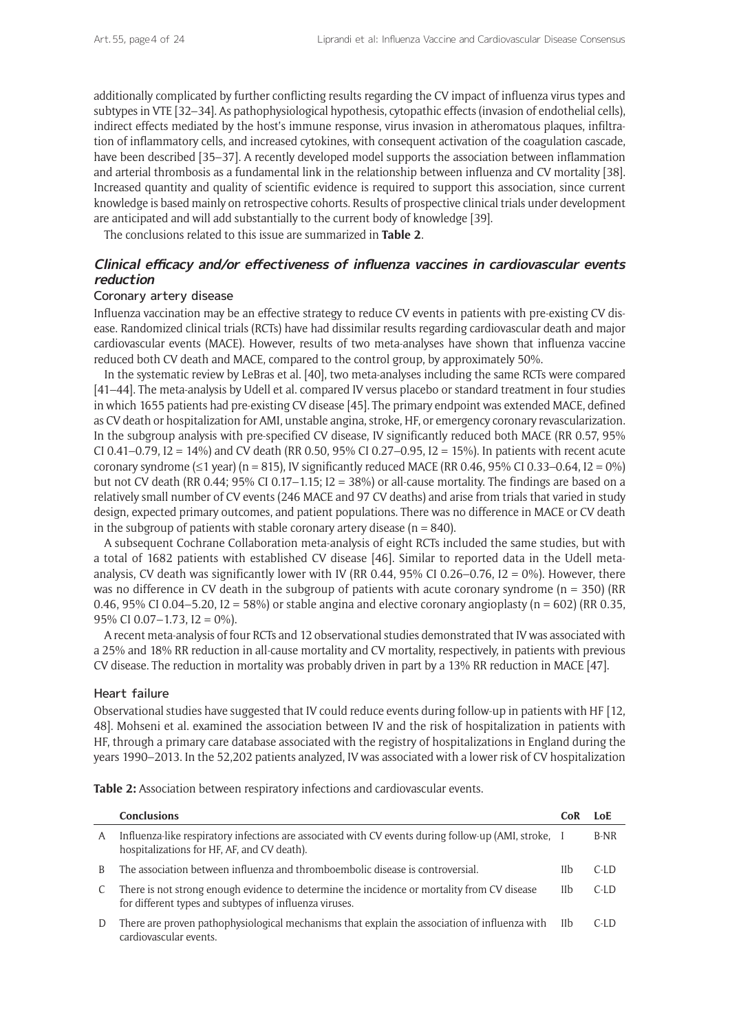additionally complicated by further conflicting results regarding the CV impact of influenza virus types and subtypes in VTE [32–34]. As pathophysiological hypothesis, cytopathic effects (invasion of endothelial cells), indirect effects mediated by the host's immune response, virus invasion in atheromatous plaques, infiltration of inflammatory cells, and increased cytokines, with consequent activation of the coagulation cascade, have been described [35–37]. A recently developed model supports the association between inflammation and arterial thrombosis as a fundamental link in the relationship between influenza and CV mortality [38]. Increased quantity and quality of scientific evidence is required to support this association, since current knowledge is based mainly on retrospective cohorts. Results of prospective clinical trials under development are anticipated and will add substantially to the current body of knowledge [39].

The conclusions related to this issue are summarized in **Table 2**.

## *Clinical efficacy and/or effectiveness of influenza vaccines in cardiovascular events reduction*

### Coronary artery disease

Influenza vaccination may be an effective strategy to reduce CV events in patients with pre-existing CV disease. Randomized clinical trials (RCTs) have had dissimilar results regarding cardiovascular death and major cardiovascular events (MACE). However, results of two meta-analyses have shown that influenza vaccine reduced both CV death and MACE, compared to the control group, by approximately 50%.

In the systematic review by LeBras et al. [40], two meta-analyses including the same RCTs were compared [41–44]. The meta-analysis by Udell et al. compared IV versus placebo or standard treatment in four studies in which 1655 patients had pre-existing CV disease [45]. The primary endpoint was extended MACE, defined as CV death or hospitalization for AMI, unstable angina, stroke, HF, or emergency coronary revascularization. In the subgroup analysis with pre-specified CV disease, IV significantly reduced both MACE (RR 0.57, 95% CI 0.41–0.79, I2 = 14%) and CV death (RR 0.50, 95% CI 0.27–0.95, I2 = 15%). In patients with recent acute coronary syndrome (≤1 year) (n = 815), IV significantly reduced MACE (RR 0.46, 95% CI 0.33–0.64, I2 = 0%) but not CV death (RR 0.44; 95% CI 0.17–1.15; I2 = 38%) or all-cause mortality. The findings are based on a relatively small number of CV events (246 MACE and 97 CV deaths) and arise from trials that varied in study design, expected primary outcomes, and patient populations. There was no difference in MACE or CV death in the subgroup of patients with stable coronary artery disease (n = 840).

A subsequent Cochrane Collaboration meta-analysis of eight RCTs included the same studies, but with a total of 1682 patients with established CV disease [46]. Similar to reported data in the Udell meta-analysis, CV death was significantly lower with IV (RR 0.44, 95% CI 0.26–0.76, I2 = 0%). However, there was no difference in CV death in the subgroup of patients with acute coronary syndrome (n = 350) (RR 0.46, 95% CI 0.04–5.20, I2 = 58%) or stable angina and elective coronary angioplasty (n = 602) (RR 0.35, 95% CI 0.07–1.73, I2 = 0%).

A recent meta-analysis of four RCTs and 12 observational studies demonstrated that IV was associated with a 25% and 18% RR reduction in all-cause mortality and CV mortality, respectively, in patients with previous CV disease. The reduction in mortality was probably driven in part by a 13% RR reduction in MACE [47].

### Heart failure

Observational studies have suggested that IV could reduce events during follow-up in patients with HF [12, 48]. Mohseni et al. examined the association between IV and the risk of hospitalization in patients with HF, through a primary care database associated with the registry of hospitalizations in England during the years 1990–2013. In the 52,202 patients analyzed, IV was associated with a lower risk of CV hospitalization

**Table 2:** Association between respiratory infections and cardiovascular events.

| | Conclusions | CoR | LoE |
|---|---|---|---|
| A | Influenza-like respiratory infections are associated with CV events during follow-up (AMI, stroke, hospitalizations for HF, AF, and CV death). | I | B-NR |
| B | The association between influenza and thromboembolic disease is controversial. | IIb | C-LD |
| C | There is not strong enough evidence to determine the incidence or mortality from CV disease for different types and subtypes of influenza viruses. | IIb | C-LD |
| D | There are proven pathophysiological mechanisms that explain the association of influenza with cardiovascular events. | IIb | C-LD |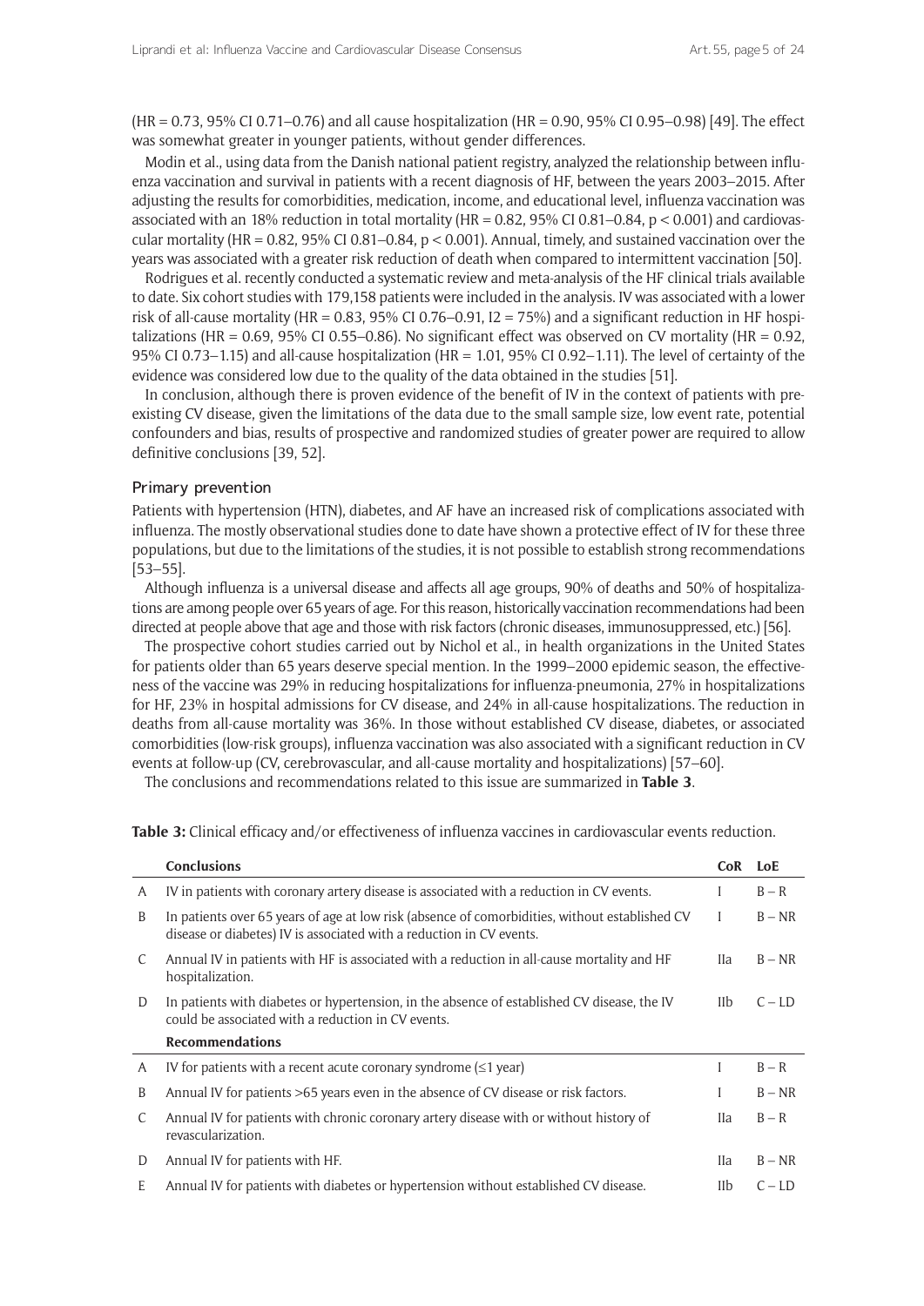(HR = 0.73, 95% CI 0.71–0.76) and all cause hospitalization (HR = 0.90, 95% CI 0.95–0.98) [49]. The effect was somewhat greater in younger patients, without gender differences.

Modin et al., using data from the Danish national patient registry, analyzed the relationship between influenza vaccination and survival in patients with a recent diagnosis of HF, between the years 2003–2015. After adjusting the results for comorbidities, medication, income, and educational level, influenza vaccination was associated with an 18% reduction in total mortality (HR = 0.82, 95% CI 0.81–0.84, $p < 0.001$) and cardiovascular mortality (HR = 0.82, 95% CI 0.81–0.84, $p < 0.001$). Annual, timely, and sustained vaccination over the years was associated with a greater risk reduction of death when compared to intermittent vaccination [50].

Rodrigues et al. recently conducted a systematic review and meta-analysis of the HF clinical trials available to date. Six cohort studies with 179,158 patients were included in the analysis. IV was associated with a lower risk of all-cause mortality (HR = 0.83, 95% CI 0.76–0.91, I2 = 75%) and a significant reduction in HF hospitalizations (HR = 0.69, 95% CI 0.55–0.86). No significant effect was observed on CV mortality (HR = 0.92, 95% CI 0.73–1.15) and all-cause hospitalization (HR = 1.01, 95% CI 0.92–1.11). The level of certainty of the evidence was considered low due to the quality of the data obtained in the studies [51].

In conclusion, although there is proven evidence of the benefit of IV in the context of patients with preexisting CV disease, given the limitations of the data due to the small sample size, low event rate, potential confounders and bias, results of prospective and randomized studies of greater power are required to allow definitive conclusions [39, 52].

## Primary prevention

Patients with hypertension (HTN), diabetes, and AF have an increased risk of complications associated with influenza. The mostly observational studies done to date have shown a protective effect of IV for these three populations, but due to the limitations of the studies, it is not possible to establish strong recommendations [53–55].

Although influenza is a universal disease and affects all age groups, 90% of deaths and 50% of hospitalizations are among people over 65 years of age. For this reason, historically vaccination recommendations had been directed at people above that age and those with risk factors (chronic diseases, immunosuppressed, etc.) [56].

The prospective cohort studies carried out by Nichol et al., in health organizations in the United States for patients older than 65 years deserve special mention. In the 1999–2000 epidemic season, the effectiveness of the vaccine was 29% in reducing hospitalizations for influenza-pneumonia, 27% in hospitalizations for HF, 23% in hospital admissions for CV disease, and 24% in all-cause hospitalizations. The reduction in deaths from all-cause mortality was 36%. In those without established CV disease, diabetes, or associated comorbidities (low-risk groups), influenza vaccination was also associated with a significant reduction in CV events at follow-up (CV, cerebrovascular, and all-cause mortality and hospitalizations) [57–60].

The conclusions and recommendations related to this issue are summarized in **Table 3**.

**Table 3:** Clinical efficacy and/or effectiveness of influenza vaccines in cardiovascular events reduction.

| | **Conclusions** | **CoR** | **LoE** |
|---|---|---|---|
| A | IV in patients with coronary artery disease is associated with a reduction in CV events. | I | B – R |
| B | In patients over 65 years of age at low risk (absence of comorbidities, without established CV disease or diabetes) IV is associated with a reduction in CV events. | I | B – NR |
| C | Annual IV in patients with HF is associated with a reduction in all-cause mortality and HF hospitalization. | IIa | B – NR |
| D | In patients with diabetes or hypertension, in the absence of established CV disease, the IV could be associated with a reduction in CV events. | IIb | C – LD |
| | **Recommendations** | | |
| A | IV for patients with a recent acute coronary syndrome (≤1 year) | I | B – R |
| B | Annual IV for patients >65 years even in the absence of CV disease or risk factors. | I | B – NR |
| C | Annual IV for patients with chronic coronary artery disease with or without history of revascularization. | IIa | B – R |
| D | Annual IV for patients with HF. | IIa | B – NR |
| E | Annual IV for patients with diabetes or hypertension without established CV disease. | IIb | C – LD |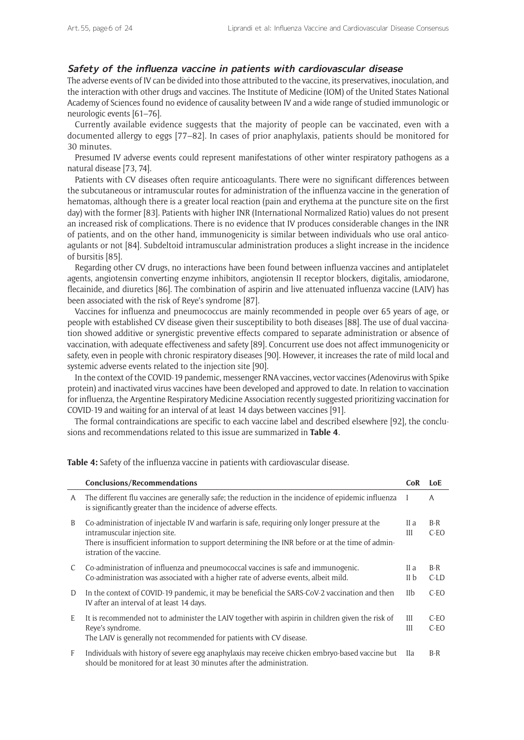### *Safety of the influenza vaccine in patients with cardiovascular disease*

The adverse events of IV can be divided into those attributed to the vaccine, its preservatives, inoculation, and the interaction with other drugs and vaccines. The Institute of Medicine (IOM) of the United States National Academy of Sciences found no evidence of causality between IV and a wide range of studied immunologic or neurologic events [61–76].

Currently available evidence suggests that the majority of people can be vaccinated, even with a documented allergy to eggs [77–82]. In cases of prior anaphylaxis, patients should be monitored for 30 minutes.

Presumed IV adverse events could represent manifestations of other winter respiratory pathogens as a natural disease [73, 74].

Patients with CV diseases often require anticoagulants. There were no significant differences between the subcutaneous or intramuscular routes for administration of the influenza vaccine in the generation of hematomas, although there is a greater local reaction (pain and erythema at the puncture site on the first day) with the former [83]. Patients with higher INR (International Normalized Ratio) values do not present an increased risk of complications. There is no evidence that IV produces considerable changes in the INR of patients, and on the other hand, immunogenicity is similar between individuals who use oral anticoagulants or not [84]. Subdeltoid intramuscular administration produces a slight increase in the incidence of bursitis [85].

Regarding other CV drugs, no interactions have been found between influenza vaccines and antiplatelet agents, angiotensin converting enzyme inhibitors, angiotensin II receptor blockers, digitalis, amiodarone, flecainide, and diuretics [86]. The combination of aspirin and live attenuated influenza vaccine (LAIV) has been associated with the risk of Reye's syndrome [87].

Vaccines for influenza and pneumococcus are mainly recommended in people over 65 years of age, or people with established CV disease given their susceptibility to both diseases [88]. The use of dual vaccination showed additive or synergistic preventive effects compared to separate administration or absence of vaccination, with adequate effectiveness and safety [89]. Concurrent use does not affect immunogenicity or safety, even in people with chronic respiratory diseases [90]. However, it increases the rate of mild local and systemic adverse events related to the injection site [90].

In the context of the COVID-19 pandemic, messenger RNA vaccines, vector vaccines (Adenovirus with Spike protein) and inactivated virus vaccines have been developed and approved to date. In relation to vaccination for influenza, the Argentine Respiratory Medicine Association recently suggested prioritizing vaccination for COVID-19 and waiting for an interval of at least 14 days between vaccines [91].

The formal contraindications are specific to each vaccine label and described elsewhere [92], the conclusions and recommendations related to this issue are summarized in **Table 4**.

**Table 4:** Safety of the influenza vaccine in patients with cardiovascular disease.

| | Conclusions/Recommendations | CoR | LoE |
|---|---|---|---|
| A | The different flu vaccines are generally safe; the reduction in the incidence of epidemic influenza is significantly greater than the incidence of adverse effects. | I | A |
| B | Co-administration of injectable IV and warfarin is safe, requiring only longer pressure at the intramuscular injection site.<br>There is insufficient information to support determining the INR before or at the time of administration of the vaccine. | II a<br>III | B-R<br>C-EO |
| C | Co-administration of influenza and pneumococcal vaccines is safe and immunogenic.<br>Co-administration was associated with a higher rate of adverse events, albeit mild. | II a<br>II b | B-R<br>C-LD |
| D | In the context of COVID-19 pandemic, it may be beneficial the SARS-CoV-2 vaccination and then IV after an interval of at least 14 days. | IIb | C-EO |
| E | It is recommended not to administer the LAIV together with aspirin in children given the risk of Reye's syndrome.<br>The LAIV is generally not recommended for patients with CV disease. | III<br>III | C-EO<br>C-EO |
| F | Individuals with history of severe egg anaphylaxis may receive chicken embryo-based vaccine but should be monitored for at least 30 minutes after the administration. | IIa | B-R |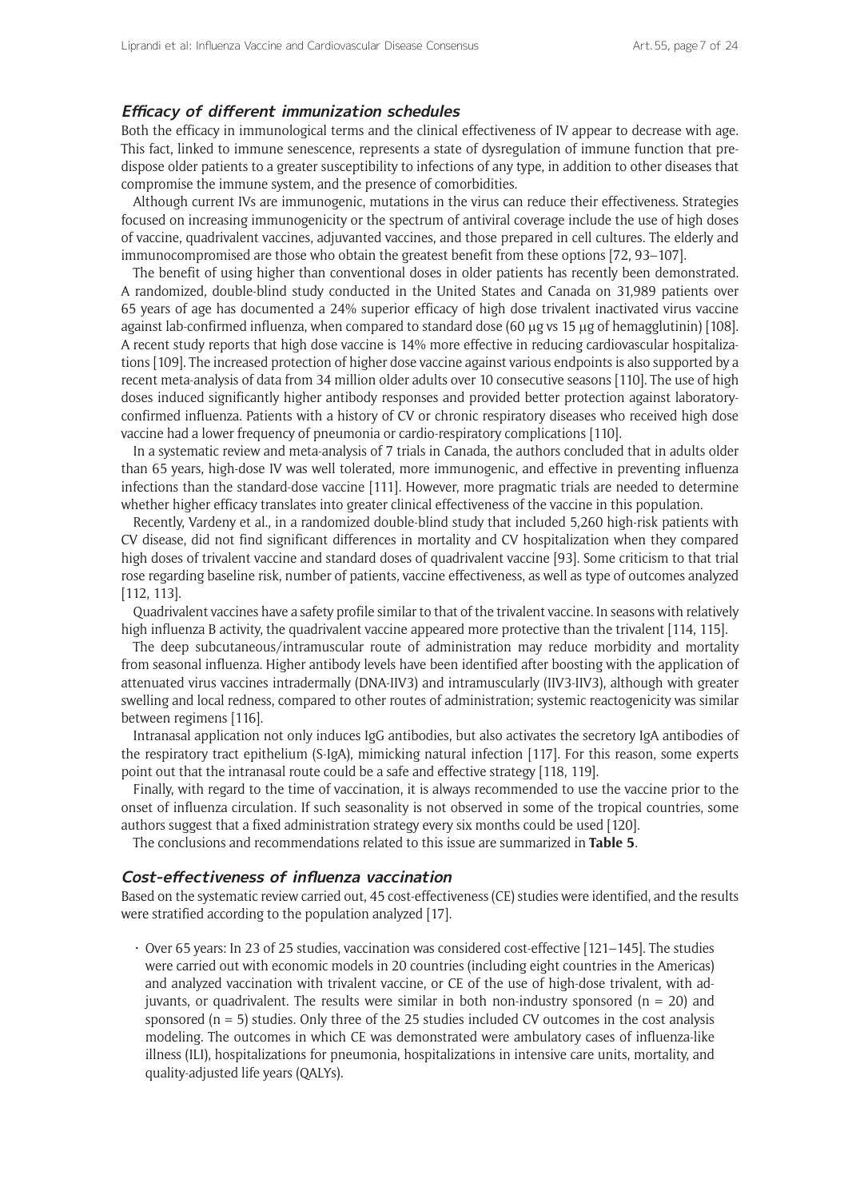### *Efficacy of different immunization schedules*

Both the efficacy in immunological terms and the clinical effectiveness of IV appear to decrease with age. This fact, linked to immune senescence, represents a state of dysregulation of immune function that predispose older patients to a greater susceptibility to infections of any type, in addition to other diseases that compromise the immune system, and the presence of comorbidities.

Although current IVs are immunogenic, mutations in the virus can reduce their effectiveness. Strategies focused on increasing immunogenicity or the spectrum of antiviral coverage include the use of high doses of vaccine, quadrivalent vaccines, adjuvanted vaccines, and those prepared in cell cultures. The elderly and immunocompromised are those who obtain the greatest benefit from these options [72, 93–107].

The benefit of using higher than conventional doses in older patients has recently been demonstrated. A randomized, double-blind study conducted in the United States and Canada on 31,989 patients over 65 years of age has documented a 24% superior efficacy of high dose trivalent inactivated virus vaccine against lab-confirmed influenza, when compared to standard dose (60 μg vs 15 μg of hemagglutinin) [108]. A recent study reports that high dose vaccine is 14% more effective in reducing cardiovascular hospitalizations [109]. The increased protection of higher dose vaccine against various endpoints is also supported by a recent meta-analysis of data from 34 million older adults over 10 consecutive seasons [110]. The use of high doses induced significantly higher antibody responses and provided better protection against laboratory-confirmed influenza. Patients with a history of CV or chronic respiratory diseases who received high dose vaccine had a lower frequency of pneumonia or cardio-respiratory complications [110].

In a systematic review and meta-analysis of 7 trials in Canada, the authors concluded that in adults older than 65 years, high-dose IV was well tolerated, more immunogenic, and effective in preventing influenza infections than the standard-dose vaccine [111]. However, more pragmatic trials are needed to determine whether higher efficacy translates into greater clinical effectiveness of the vaccine in this population.

Recently, Vardeny et al., in a randomized double-blind study that included 5,260 high-risk patients with CV disease, did not find significant differences in mortality and CV hospitalization when they compared high doses of trivalent vaccine and standard doses of quadrivalent vaccine [93]. Some criticism to that trial rose regarding baseline risk, number of patients, vaccine effectiveness, as well as type of outcomes analyzed [112, 113].

Quadrivalent vaccines have a safety profile similar to that of the trivalent vaccine. In seasons with relatively high influenza B activity, the quadrivalent vaccine appeared more protective than the trivalent [114, 115].

The deep subcutaneous/intramuscular route of administration may reduce morbidity and mortality from seasonal influenza. Higher antibody levels have been identified after boosting with the application of attenuated virus vaccines intradermally (DNA-IIV3) and intramuscularly (IIV3-IIV3), although with greater swelling and local redness, compared to other routes of administration; systemic reactogenicity was similar between regimens [116].

Intranasal application not only induces IgG antibodies, but also activates the secretory IgA antibodies of the respiratory tract epithelium (S-IgA), mimicking natural infection [117]. For this reason, some experts point out that the intranasal route could be a safe and effective strategy [118, 119].

Finally, with regard to the time of vaccination, it is always recommended to use the vaccine prior to the onset of influenza circulation. If such seasonality is not observed in some of the tropical countries, some authors suggest that a fixed administration strategy every six months could be used [120].

The conclusions and recommendations related to this issue are summarized in **Table 5**.

### *Cost-effectiveness of influenza vaccination*

Based on the systematic review carried out, 45 cost-effectiveness (CE) studies were identified, and the results were stratified according to the population analyzed [17].

- Over 65 years: In 23 of 25 studies, vaccination was considered cost-effective [121–145]. The studies were carried out with economic models in 20 countries (including eight countries in the Americas) and analyzed vaccination with trivalent vaccine, or CE of the use of high-dose trivalent, with adjuvants, or quadrivalent. The results were similar in both non-industry sponsored (n = 20) and sponsored (n = 5) studies. Only three of the 25 studies included CV outcomes in the cost analysis modeling. The outcomes in which CE was demonstrated were ambulatory cases of influenza-like illness (ILI), hospitalizations for pneumonia, hospitalizations in intensive care units, mortality, and quality-adjusted life years (QALYs).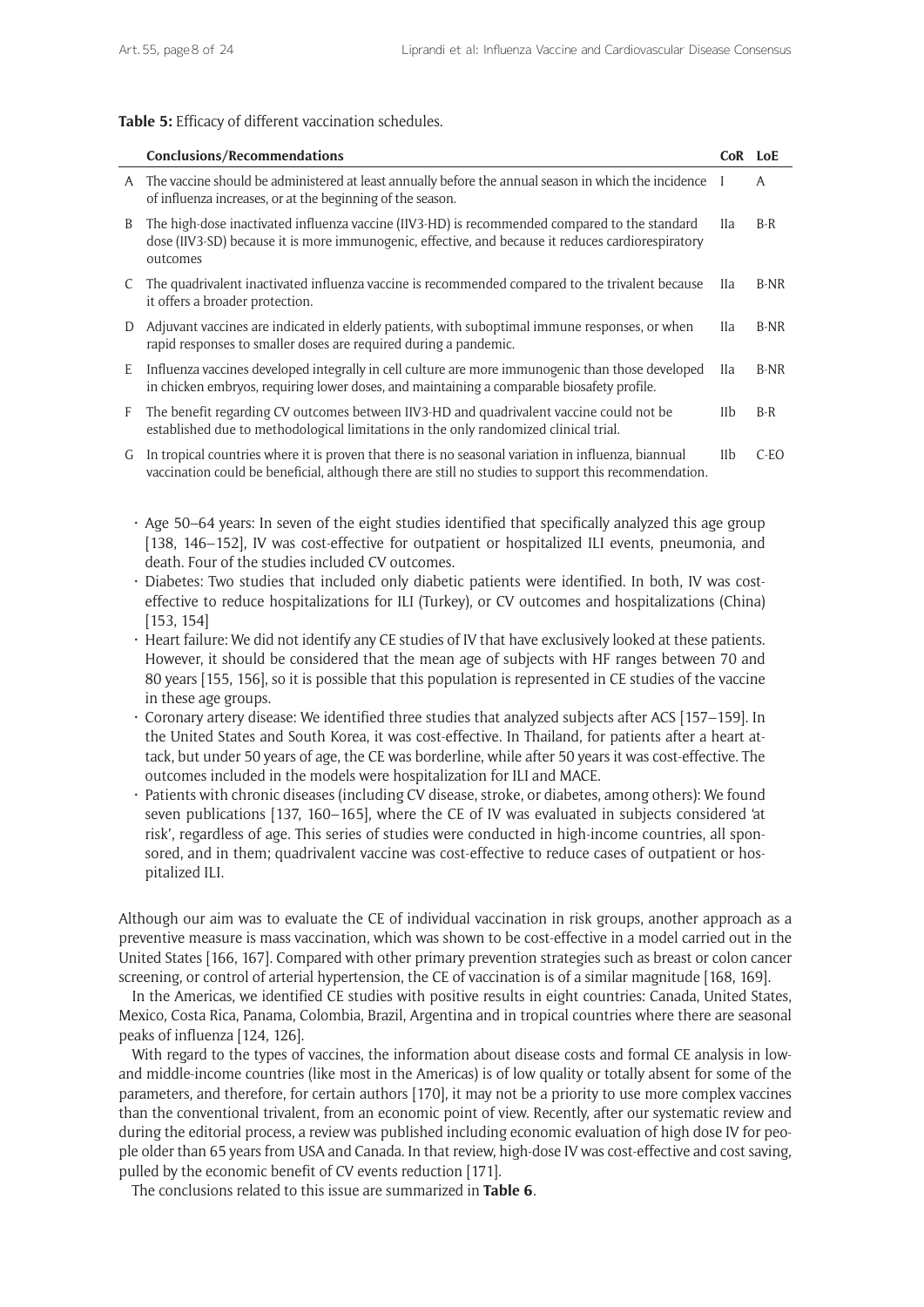**Table 5:** Efficacy of different vaccination schedules.

| | Conclusions/Recommendations | CoR | LoE |
|---|---|---|---|
| A | The vaccine should be administered at least annually before the annual season in which the incidence of influenza increases, or at the beginning of the season. | I | A |
| B | The high-dose inactivated influenza vaccine (IIV3-HD) is recommended compared to the standard dose (IIV3-SD) because it is more immunogenic, effective, and because it reduces cardiorespiratory outcomes | IIa | B-R |
| C | The quadrivalent inactivated influenza vaccine is recommended compared to the trivalent because it offers a broader protection. | IIa | B-NR |
| D | Adjuvant vaccines are indicated in elderly patients, with suboptimal immune responses, or when rapid responses to smaller doses are required during a pandemic. | IIa | B-NR |
| E | Influenza vaccines developed integrally in cell culture are more immunogenic than those developed in chicken embryos, requiring lower doses, and maintaining a comparable biosafety profile. | IIa | B-NR |
| F | The benefit regarding CV outcomes between IIV3-HD and quadrivalent vaccine could not be established due to methodological limitations in the only randomized clinical trial. | IIb | B-R |
| G | In tropical countries where it is proven that there is no seasonal variation in influenza, biannual vaccination could be beneficial, although there are still no studies to support this recommendation. | IIb | C-EO |

- Age 50–64 years: In seven of the eight studies identified that specifically analyzed this age group [138, 146–152], IV was cost-effective for outpatient or hospitalized ILI events, pneumonia, and death. Four of the studies included CV outcomes.
- Diabetes: Two studies that included only diabetic patients were identified. In both, IV was cost-effective to reduce hospitalizations for ILI (Turkey), or CV outcomes and hospitalizations (China) [153, 154]
- Heart failure: We did not identify any CE studies of IV that have exclusively looked at these patients. However, it should be considered that the mean age of subjects with HF ranges between 70 and 80 years [155, 156], so it is possible that this population is represented in CE studies of the vaccine in these age groups.
- Coronary artery disease: We identified three studies that analyzed subjects after ACS [157–159]. In the United States and South Korea, it was cost-effective. In Thailand, for patients after a heart attack, but under 50 years of age, the CE was borderline, while after 50 years it was cost-effective. The outcomes included in the models were hospitalization for ILI and MACE.
- Patients with chronic diseases (including CV disease, stroke, or diabetes, among others): We found seven publications [137, 160–165], where the CE of IV was evaluated in subjects considered 'at risk', regardless of age. This series of studies were conducted in high-income countries, all sponsored, and in them; quadrivalent vaccine was cost-effective to reduce cases of outpatient or hospitalized ILI.

Although our aim was to evaluate the CE of individual vaccination in risk groups, another approach as a preventive measure is mass vaccination, which was shown to be cost-effective in a model carried out in the United States [166, 167]. Compared with other primary prevention strategies such as breast or colon cancer screening, or control of arterial hypertension, the CE of vaccination is of a similar magnitude [168, 169].

In the Americas, we identified CE studies with positive results in eight countries: Canada, United States, Mexico, Costa Rica, Panama, Colombia, Brazil, Argentina and in tropical countries where there are seasonal peaks of influenza [124, 126].

With regard to the types of vaccines, the information about disease costs and formal CE analysis in low- and middle-income countries (like most in the Americas) is of low quality or totally absent for some of the parameters, and therefore, for certain authors [170], it may not be a priority to use more complex vaccines than the conventional trivalent, from an economic point of view. Recently, after our systematic review and during the editorial process, a review was published including economic evaluation of high dose IV for people older than 65 years from USA and Canada. In that review, high-dose IV was cost-effective and cost saving, pulled by the economic benefit of CV events reduction [171].

The conclusions related to this issue are summarized in **Table 6**.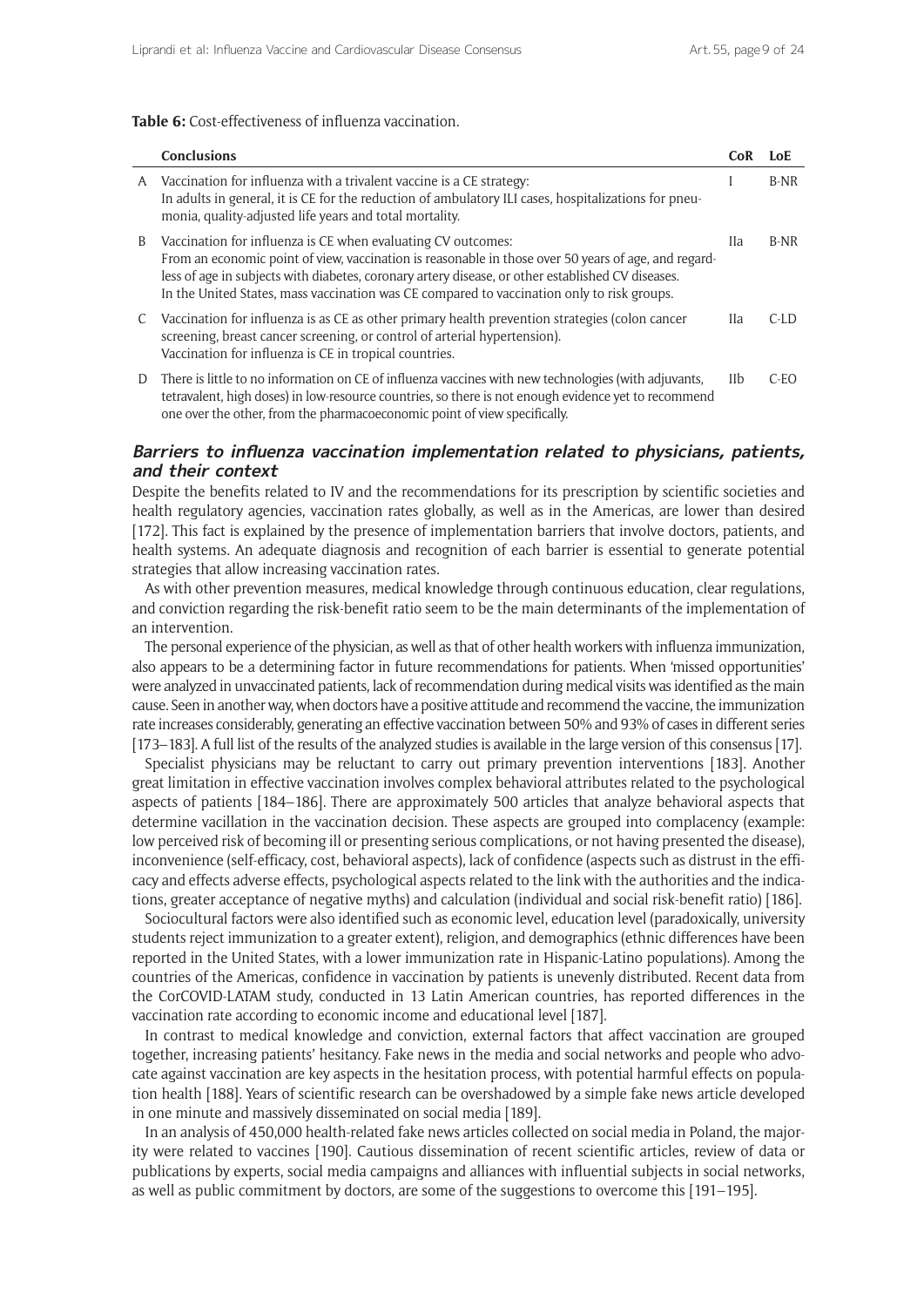**Table 6:** Cost-effectiveness of influenza vaccination.

| | Conclusions | CoR | LoE |
|---|---|---|---|
| A | Vaccination for influenza with a trivalent vaccine is a CE strategy:<br>In adults in general, it is CE for the reduction of ambulatory ILI cases, hospitalizations for pneumonia, quality-adjusted life years and total mortality. | I | B-NR |
| B | Vaccination for influenza is CE when evaluating CV outcomes:<br>From an economic point of view, vaccination is reasonable in those over 50 years of age, and regardless of age in subjects with diabetes, coronary artery disease, or other established CV diseases.<br>In the United States, mass vaccination was CE compared to vaccination only to risk groups. | IIa | B-NR |
| C | Vaccination for influenza is as CE as other primary health prevention strategies (colon cancer screening, breast cancer screening, or control of arterial hypertension).<br>Vaccination for influenza is CE in tropical countries. | IIa | C-LD |
| D | There is little to no information on CE of influenza vaccines with new technologies (with adjuvants, tetravalent, high doses) in low-resource countries, so there is not enough evidence yet to recommend one over the other, from the pharmacoeconomic point of view specifically. | IIb | C-EO |

### Barriers to influenza vaccination implementation related to physicians, patients, and their context

Despite the benefits related to IV and the recommendations for its prescription by scientific societies and health regulatory agencies, vaccination rates globally, as well as in the Americas, are lower than desired [172]. This fact is explained by the presence of implementation barriers that involve doctors, patients, and health systems. An adequate diagnosis and recognition of each barrier is essential to generate potential strategies that allow increasing vaccination rates.

As with other prevention measures, medical knowledge through continuous education, clear regulations, and conviction regarding the risk-benefit ratio seem to be the main determinants of the implementation of an intervention.

The personal experience of the physician, as well as that of other health workers with influenza immunization, also appears to be a determining factor in future recommendations for patients. When 'missed opportunities' were analyzed in unvaccinated patients, lack of recommendation during medical visits was identified as the main cause. Seen in another way, when doctors have a positive attitude and recommend the vaccine, the immunization rate increases considerably, generating an effective vaccination between 50% and 93% of cases in different series [173–183]. A full list of the results of the analyzed studies is available in the large version of this consensus [17].

Specialist physicians may be reluctant to carry out primary prevention interventions [183]. Another great limitation in effective vaccination involves complex behavioral attributes related to the psychological aspects of patients [184–186]. There are approximately 500 articles that analyze behavioral aspects that determine vacillation in the vaccination decision. These aspects are grouped into complacency (example: low perceived risk of becoming ill or presenting serious complications, or not having presented the disease), inconvenience (self-efficacy, cost, behavioral aspects), lack of confidence (aspects such as distrust in the efficacy and effects adverse effects, psychological aspects related to the link with the authorities and the indications, greater acceptance of negative myths) and calculation (individual and social risk-benefit ratio) [186].

Sociocultural factors were also identified such as economic level, education level (paradoxically, university students reject immunization to a greater extent), religion, and demographics (ethnic differences have been reported in the United States, with a lower immunization rate in Hispanic-Latino populations). Among the countries of the Americas, confidence in vaccination by patients is unevenly distributed. Recent data from the CorCOVID-LATAM study, conducted in 13 Latin American countries, has reported differences in the vaccination rate according to economic income and educational level [187].

In contrast to medical knowledge and conviction, external factors that affect vaccination are grouped together, increasing patients' hesitancy. Fake news in the media and social networks and people who advocate against vaccination are key aspects in the hesitation process, with potential harmful effects on population health [188]. Years of scientific research can be overshadowed by a simple fake news article developed in one minute and massively disseminated on social media [189].

In an analysis of 450,000 health-related fake news articles collected on social media in Poland, the majority were related to vaccines [190]. Cautious dissemination of recent scientific articles, review of data or publications by experts, social media campaigns and alliances with influential subjects in social networks, as well as public commitment by doctors, are some of the suggestions to overcome this [191–195].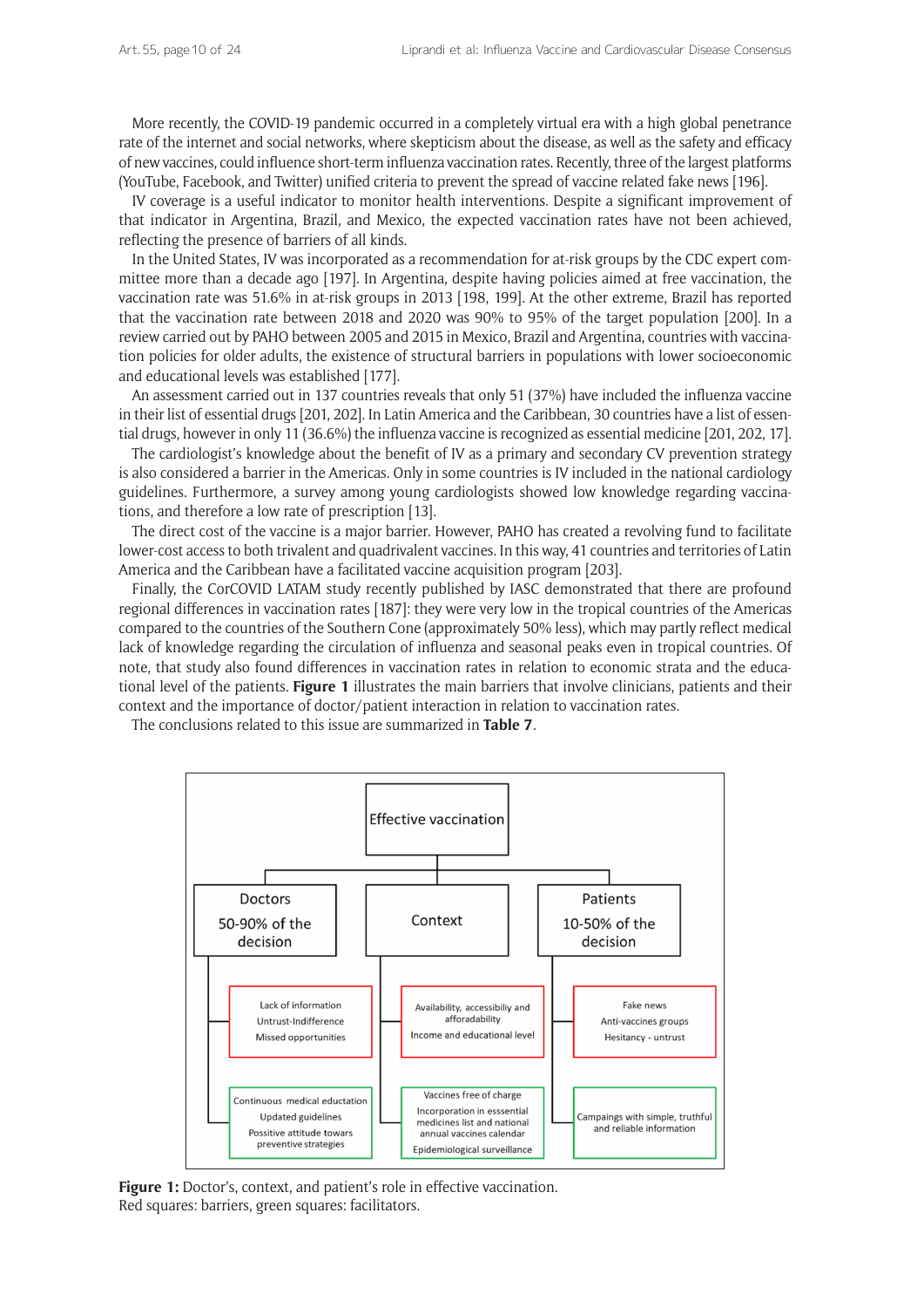More recently, the COVID-19 pandemic occurred in a completely virtual era with a high global penetrance rate of the internet and social networks, where skepticism about the disease, as well as the safety and efficacy of new vaccines, could influence short-term influenza vaccination rates. Recently, three of the largest platforms (YouTube, Facebook, and Twitter) unified criteria to prevent the spread of vaccine related fake news [196].

IV coverage is a useful indicator to monitor health interventions. Despite a significant improvement of that indicator in Argentina, Brazil, and Mexico, the expected vaccination rates have not been achieved, reflecting the presence of barriers of all kinds.

In the United States, IV was incorporated as a recommendation for at-risk groups by the CDC expert committee more than a decade ago [197]. In Argentina, despite having policies aimed at free vaccination, the vaccination rate was 51.6% in at-risk groups in 2013 [198, 199]. At the other extreme, Brazil has reported that the vaccination rate between 2018 and 2020 was 90% to 95% of the target population [200]. In a review carried out by PAHO between 2005 and 2015 in Mexico, Brazil and Argentina, countries with vaccination policies for older adults, the existence of structural barriers in populations with lower socioeconomic and educational levels was established [177].

An assessment carried out in 137 countries reveals that only 51 (37%) have included the influenza vaccine in their list of essential drugs [201, 202]. In Latin America and the Caribbean, 30 countries have a list of essential drugs, however in only 11 (36.6%) the influenza vaccine is recognized as essential medicine [201, 202, 17].

The cardiologist's knowledge about the benefit of IV as a primary and secondary CV prevention strategy is also considered a barrier in the Americas. Only in some countries is IV included in the national cardiology guidelines. Furthermore, a survey among young cardiologists showed low knowledge regarding vaccinations, and therefore a low rate of prescription [13].

The direct cost of the vaccine is a major barrier. However, PAHO has created a revolving fund to facilitate lower-cost access to both trivalent and quadrivalent vaccines. In this way, 41 countries and territories of Latin America and the Caribbean have a facilitated vaccine acquisition program [203].

Finally, the CorCOVID LATAM study recently published by IASC demonstrated that there are profound regional differences in vaccination rates [187]: they were very low in the tropical countries of the Americas compared to the countries of the Southern Cone (approximately 50% less), which may partly reflect medical lack of knowledge regarding the circulation of influenza and seasonal peaks even in tropical countries. Of note, that study also found differences in vaccination rates in relation to economic strata and the educational level of the patients. **Figure 1** illustrates the main barriers that involve clinicians, patients and their context and the importance of doctor/patient interaction in relation to vaccination rates.

The conclusions related to this issue are summarized in **Table 7**.

**Figure 1:** Doctor's, context, and patient's role in effective vaccination.
Red squares: barriers, green squares: facilitators.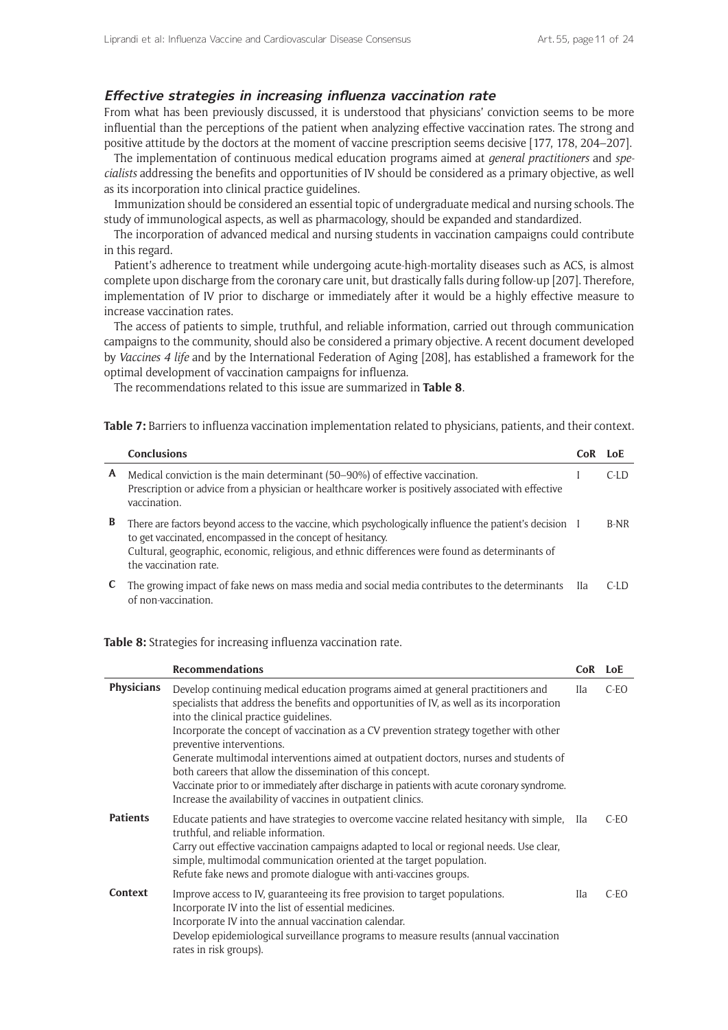### *Effective strategies in increasing influenza vaccination rate*

From what has been previously discussed, it is understood that physicians' conviction seems to be more influential than the perceptions of the patient when analyzing effective vaccination rates. The strong and positive attitude by the doctors at the moment of vaccine prescription seems decisive [177, 178, 204–207].

The implementation of continuous medical education programs aimed at *general practitioners* and *specialists* addressing the benefits and opportunities of IV should be considered as a primary objective, as well as its incorporation into clinical practice guidelines.

Immunization should be considered an essential topic of undergraduate medical and nursing schools. The study of immunological aspects, as well as pharmacology, should be expanded and standardized.

The incorporation of advanced medical and nursing students in vaccination campaigns could contribute in this regard.

Patient's adherence to treatment while undergoing acute-high-mortality diseases such as ACS, is almost complete upon discharge from the coronary care unit, but drastically falls during follow-up [207]. Therefore, implementation of IV prior to discharge or immediately after it would be a highly effective measure to increase vaccination rates.

The access of patients to simple, truthful, and reliable information, carried out through communication campaigns to the community, should also be considered a primary objective. A recent document developed by *Vaccines 4 life* and by the International Federation of Aging [208], has established a framework for the optimal development of vaccination campaigns for influenza.

The recommendations related to this issue are summarized in **Table 8**.

**Table 7:** Barriers to influenza vaccination implementation related to physicians, patients, and their context.

| | Conclusions | CoR | LoE |
|---|---|---|---|
| **A** | Medical conviction is the main determinant (50–90%) of effective vaccination.<br>Prescription or advice from a physician or healthcare worker is positively associated with effective vaccination. | I | C-LD |
| **B** | There are factors beyond access to the vaccine, which psychologically influence the patient's decision to get vaccinated, encompassed in the concept of hesitancy.<br>Cultural, geographic, economic, religious, and ethnic differences were found as determinants of the vaccination rate. | I | B-NR |
| **C** | The growing impact of fake news on mass media and social media contributes to the determinants of non-vaccination. | IIa | C-LD |

**Table 8:** Strategies for increasing influenza vaccination rate.

| | Recommendations | CoR | LoE |
|---|---|---|---|
| **Physicians** | Develop continuing medical education programs aimed at general practitioners and specialists that address the benefits and opportunities of IV, as well as its incorporation into the clinical practice guidelines.<br>Incorporate the concept of vaccination as a CV prevention strategy together with other preventive interventions.<br>Generate multimodal interventions aimed at outpatient doctors, nurses and students of both careers that allow the dissemination of this concept.<br>Vaccinate prior to or immediately after discharge in patients with acute coronary syndrome.<br>Increase the availability of vaccines in outpatient clinics. | IIa | C-EO |
| **Patients** | Educate patients and have strategies to overcome vaccine related hesitancy with simple, truthful, and reliable information.<br>Carry out effective vaccination campaigns adapted to local or regional needs. Use clear, simple, multimodal communication oriented at the target population.<br>Refute fake news and promote dialogue with anti-vaccines groups. | IIa | C-EO |
| **Context** | Improve access to IV, guaranteeing its free provision to target populations.<br>Incorporate IV into the list of essential medicines.<br>Incorporate IV into the annual vaccination calendar.<br>Develop epidemiological surveillance programs to measure results (annual vaccination rates in risk groups). | IIa | C-EO |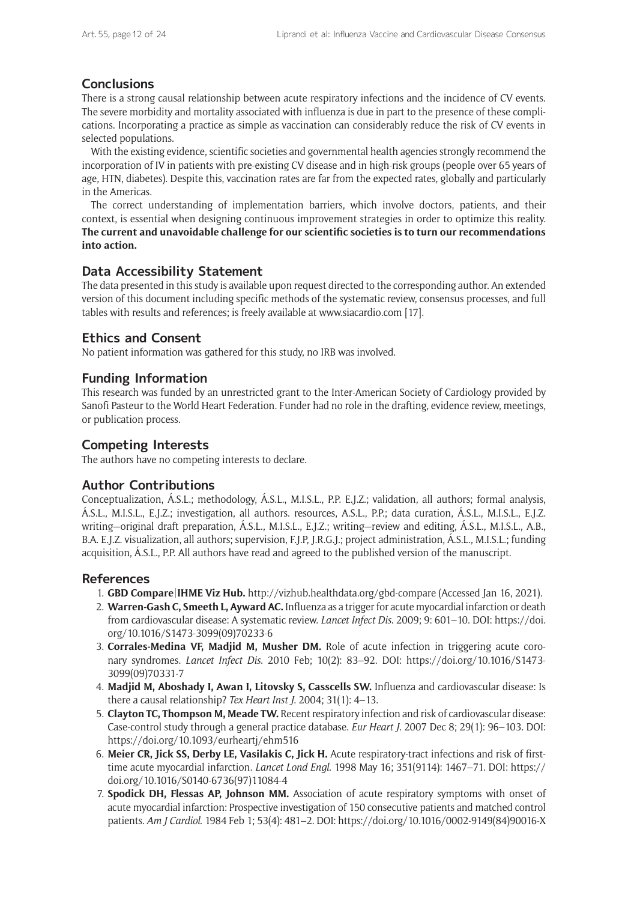## Conclusions

There is a strong causal relationship between acute respiratory infections and the incidence of CV events. The severe morbidity and mortality associated with influenza is due in part to the presence of these complications. Incorporating a practice as simple as vaccination can considerably reduce the risk of CV events in selected populations.

With the existing evidence, scientific societies and governmental health agencies strongly recommend the incorporation of IV in patients with pre-existing CV disease and in high-risk groups (people over 65 years of age, HTN, diabetes). Despite this, vaccination rates are far from the expected rates, globally and particularly in the Americas.

The correct understanding of implementation barriers, which involve doctors, patients, and their context, is essential when designing continuous improvement strategies in order to optimize this reality. **The current and unavoidable challenge for our scientific societies is to turn our recommendations into action.**

## Data Accessibility Statement

The data presented in this study is available upon request directed to the corresponding author. An extended version of this document including specific methods of the systematic review, consensus processes, and full tables with results and references; is freely available at www.siacardio.com [17].

## Ethics and Consent

No patient information was gathered for this study, no IRB was involved.

## Funding Information

This research was funded by an unrestricted grant to the Inter-American Society of Cardiology provided by Sanofi Pasteur to the World Heart Federation. Funder had no role in the drafting, evidence review, meetings, or publication process.

## Competing Interests

The authors have no competing interests to declare.

## Author Contributions

Conceptualization, Á.S.L.; methodology, Á.S.L., M.I.S.L., P.P. E.J.Z.; validation, all authors; formal analysis, Á.S.L., M.I.S.L., E.J.Z.; investigation, all authors. resources, A.S.L., P.P.; data curation, Á.S.L., M.I.S.L., E.J.Z. writing—original draft preparation, Á.S.L., M.I.S.L., E.J.Z.; writing—review and editing, Á.S.L., M.I.S.L., A.B., B.A. E.J.Z. visualization, all authors; supervision, F.J.P, J.R.G.J.; project administration, Á.S.L., M.I.S.L.; funding acquisition, Á.S.L., P.P. All authors have read and agreed to the published version of the manuscript.

## References

1. **GBD Compare | IHME Viz Hub.** http://vizhub.healthdata.org/gbd-compare (Accessed Jan 16, 2021).
2. **Warren-Gash C, Smeeth L, Ayward AC.** Influenza as a trigger for acute myocardial infarction or death from cardiovascular disease: A systematic review. *Lancet Infect Dis*. 2009; 9: 601–10. DOI: https://doi.org/10.1016/S1473-3099(09)70233-6
3. **Corrales-Medina VF, Madjid M, Musher DM.** Role of acute infection in triggering acute coronary syndromes. *Lancet Infect Dis*. 2010 Feb; 10(2): 83–92. DOI: https://doi.org/10.1016/S1473-3099(09)70331-7
4. **Madjid M, Aboshady I, Awan I, Litovsky S, Casscells SW.** Influenza and cardiovascular disease: Is there a causal relationship? *Tex Heart Inst J*. 2004; 31(1): 4–13.
5. **Clayton TC, Thompson M, Meade TW.** Recent respiratory infection and risk of cardiovascular disease: Case-control study through a general practice database. *Eur Heart J*. 2007 Dec 8; 29(1): 96–103. DOI: https://doi.org/10.1093/eurheartj/ehm516
6. **Meier CR, Jick SS, Derby LE, Vasilakis C, Jick H.** Acute respiratory-tract infections and risk of first-time acute myocardial infarction. *Lancet Lond Engl*. 1998 May 16; 351(9114): 1467–71. DOI: https://doi.org/10.1016/S0140-6736(97)11084-4
7. **Spodick DH, Flessas AP, Johnson MM.** Association of acute respiratory symptoms with onset of acute myocardial infarction: Prospective investigation of 150 consecutive patients and matched control patients. *Am J Cardiol*. 1984 Feb 1; 53(4): 481–2. DOI: https://doi.org/10.1016/0002-9149(84)90016-X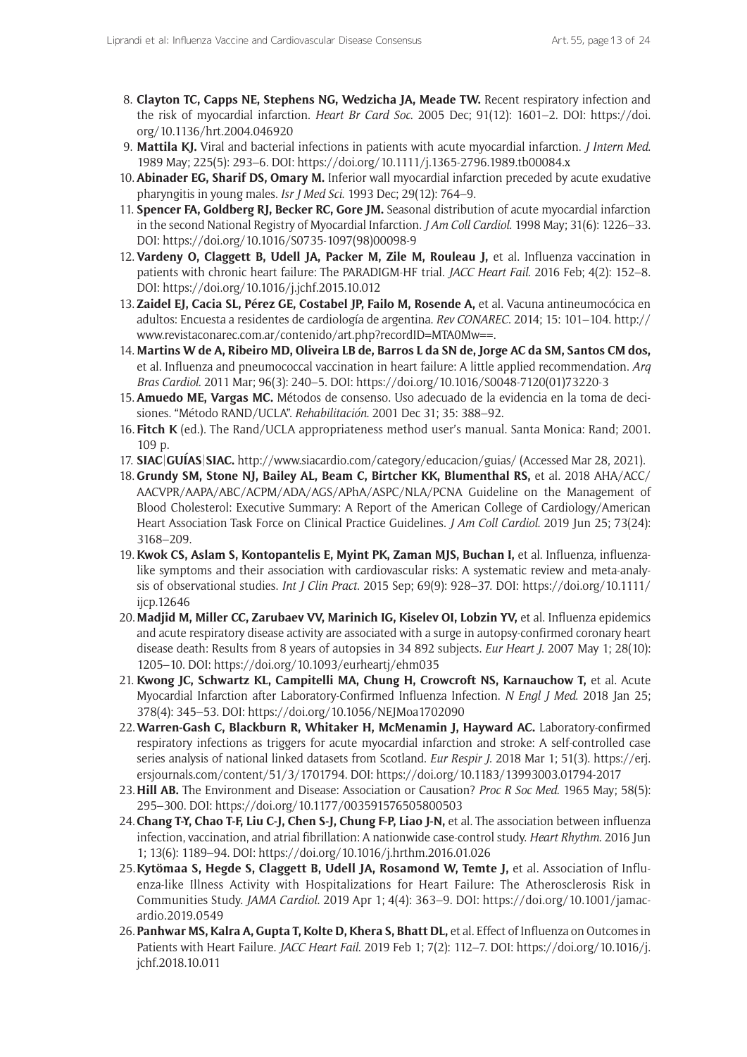8. **Clayton TC, Capps NE, Stephens NG, Wedzicha JA, Meade TW.** Recent respiratory infection and the risk of myocardial infarction. *Heart Br Card Soc*. 2005 Dec; 91(12): 1601–2. DOI: https://doi.org/10.1136/hrt.2004.046920
9. **Mattila KJ.** Viral and bacterial infections in patients with acute myocardial infarction. *J Intern Med*. 1989 May; 225(5): 293–6. DOI: https://doi.org/10.1111/j.1365-2796.1989.tb00084.x
10. **Abinader EG, Sharif DS, Omary M.** Inferior wall myocardial infarction preceded by acute exudative pharyngitis in young males. *Isr J Med Sci*. 1993 Dec; 29(12): 764–9.
11. **Spencer FA, Goldberg RJ, Becker RC, Gore JM.** Seasonal distribution of acute myocardial infarction in the second National Registry of Myocardial Infarction. *J Am Coll Cardiol*. 1998 May; 31(6): 1226–33. DOI: https://doi.org/10.1016/S0735-1097(98)00098-9
12. **Vardeny O, Claggett B, Udell JA, Packer M, Zile M, Rouleau J,** et al. Influenza vaccination in patients with chronic heart failure: The PARADIGM-HF trial. *JACC Heart Fail*. 2016 Feb; 4(2): 152–8. DOI: https://doi.org/10.1016/j.jchf.2015.10.012
13. **Zaidel EJ, Cacia SL, Pérez GE, Costabel JP, Failo M, Rosende A,** et al. Vacuna antineumocócica en adultos: Encuesta a residentes de cardiología de argentina. *Rev CONAREC*. 2014; 15: 101–104. http://www.revistaconarec.com.ar/contenido/art.php?recordID=MTA0Mw==.
14. **Martins W de A, Ribeiro MD, Oliveira LB de, Barros L da SN de, Jorge AC da SM, Santos CM dos,** et al. Influenza and pneumococcal vaccination in heart failure: A little applied recommendation. *Arq Bras Cardiol*. 2011 Mar; 96(3): 240–5. DOI: https://doi.org/10.1016/S0048-7120(01)73220-3
15. **Amuedo ME, Vargas MC.** Métodos de consenso. Uso adecuado de la evidencia en la toma de decisiones. "Método RAND/UCLA". *Rehabilitación*. 2001 Dec 31; 35: 388–92.
16. **Fitch K** (ed.). The Rand/UCLA appropriateness method user's manual. Santa Monica: Rand; 2001. 109 p.
17. **SIAC|GUÍAS|SIAC.** http://www.siacardio.com/category/educacion/guias/ (Accessed Mar 28, 2021).
18. **Grundy SM, Stone NJ, Bailey AL, Beam C, Birtcher KK, Blumenthal RS,** et al. 2018 AHA/ACC/AACVPR/AAPA/ABC/ACPM/ADA/AGS/APhA/ASPC/NLA/PCNA Guideline on the Management of Blood Cholesterol: Executive Summary: A Report of the American College of Cardiology/American Heart Association Task Force on Clinical Practice Guidelines. *J Am Coll Cardiol*. 2019 Jun 25; 73(24): 3168–209.
19. **Kwok CS, Aslam S, Kontopantelis E, Myint PK, Zaman MJS, Buchan I,** et al. Influenza, influenza-like symptoms and their association with cardiovascular risks: A systematic review and meta-analysis of observational studies. *Int J Clin Pract*. 2015 Sep; 69(9): 928–37. DOI: https://doi.org/10.1111/ijcp.12646
20. **Madjid M, Miller CC, Zarubaev VV, Marinich IG, Kiselev OI, Lobzin YV,** et al. Influenza epidemics and acute respiratory disease activity are associated with a surge in autopsy-confirmed coronary heart disease death: Results from 8 years of autopsies in 34 892 subjects. *Eur Heart J*. 2007 May 1; 28(10): 1205–10. DOI: https://doi.org/10.1093/eurheartj/ehm035
21. **Kwong JC, Schwartz KL, Campitelli MA, Chung H, Crowcroft NS, Karnauchow T,** et al. Acute Myocardial Infarction after Laboratory-Confirmed Influenza Infection. *N Engl J Med*. 2018 Jan 25; 378(4): 345–53. DOI: https://doi.org/10.1056/NEJMoa1702090
22. **Warren-Gash C, Blackburn R, Whitaker H, McMenamin J, Hayward AC.** Laboratory-confirmed respiratory infections as triggers for acute myocardial infarction and stroke: A self-controlled case series analysis of national linked datasets from Scotland. *Eur Respir J*. 2018 Mar 1; 51(3). https://erj.ersjournals.com/content/51/3/1701794. DOI: https://doi.org/10.1183/13993003.01794-2017
23. **Hill AB.** The Environment and Disease: Association or Causation? *Proc R Soc Med*. 1965 May; 58(5): 295–300. DOI: https://doi.org/10.1177/003591576505800503
24. **Chang T-Y, Chao T-F, Liu C-J, Chen S-J, Chung F-P, Liao J-N,** et al. The association between influenza infection, vaccination, and atrial fibrillation: A nationwide case-control study. *Heart Rhythm*. 2016 Jun 1; 13(6): 1189–94. DOI: https://doi.org/10.1016/j.hrthm.2016.01.026
25. **Kytömaa S, Hegde S, Claggett B, Udell JA, Rosamond W, Temte J,** et al. Association of Influenza-like Illness Activity with Hospitalizations for Heart Failure: The Atherosclerosis Risk in Communities Study. *JAMA Cardiol*. 2019 Apr 1; 4(4): 363–9. DOI: https://doi.org/10.1001/jamacardio.2019.0549
26. **Panhwar MS, Kalra A, Gupta T, Kolte D, Khera S, Bhatt DL,** et al. Effect of Influenza on Outcomes in Patients with Heart Failure. *JACC Heart Fail*. 2019 Feb 1; 7(2): 112–7. DOI: https://doi.org/10.1016/j.jchf.2018.10.011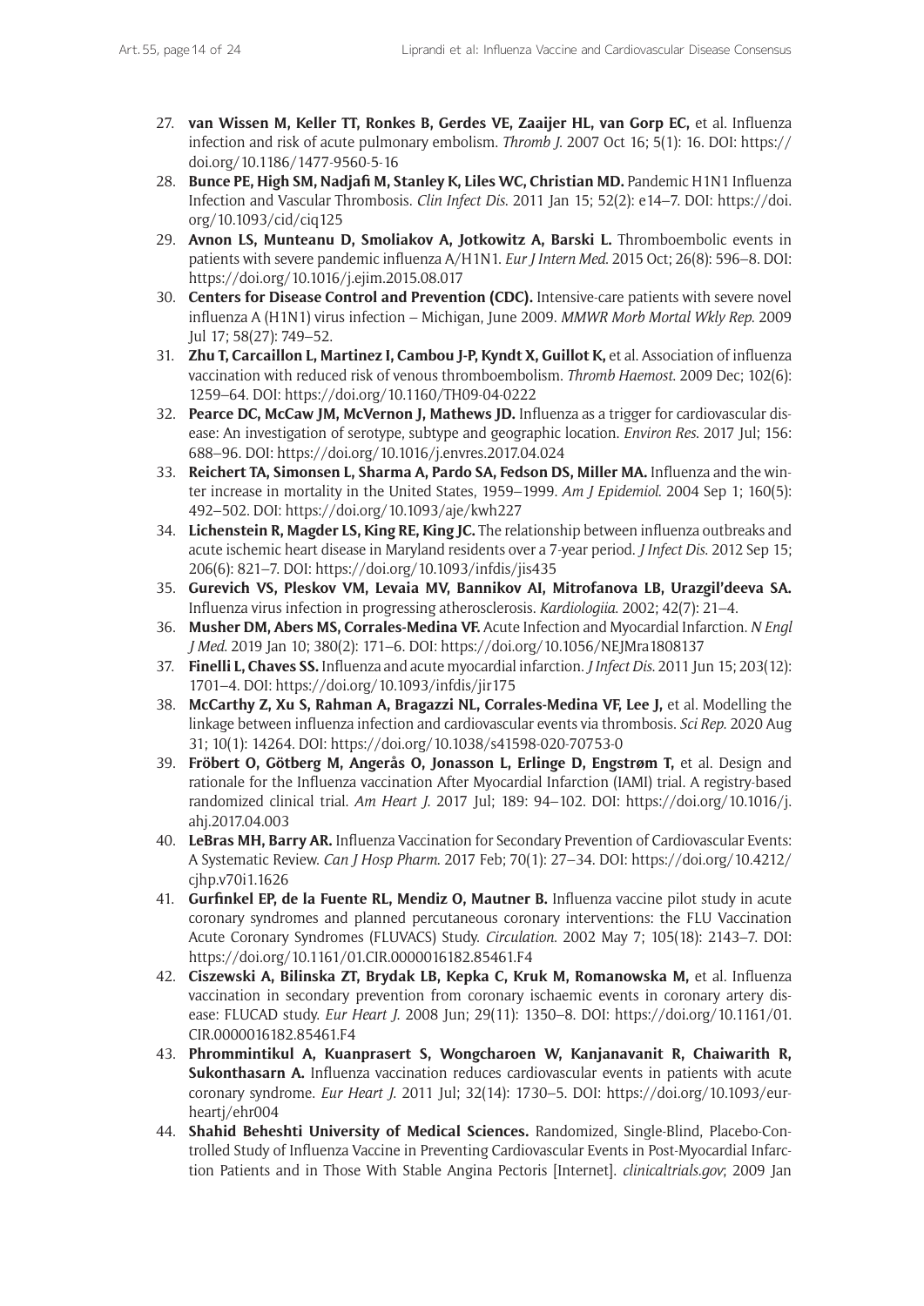27. **van Wissen M, Keller TT, Ronkes B, Gerdes VE, Zaaijer HL, van Gorp EC,** et al. Influenza infection and risk of acute pulmonary embolism. *Thromb J*. 2007 Oct 16; 5(1): 16. DOI: https://doi.org/10.1186/1477-9560-5-16
28. **Bunce PE, High SM, Nadjafi M, Stanley K, Liles WC, Christian MD.** Pandemic H1N1 Influenza Infection and Vascular Thrombosis. *Clin Infect Dis*. 2011 Jan 15; 52(2): e14–7. DOI: https://doi.org/10.1093/cid/ciq125
29. **Avnon LS, Munteanu D, Smoliakov A, Jotkowitz A, Barski L.** Thromboembolic events in patients with severe pandemic influenza A/H1N1. *Eur J Intern Med*. 2015 Oct; 26(8): 596–8. DOI: https://doi.org/10.1016/j.ejim.2015.08.017
30. **Centers for Disease Control and Prevention (CDC).** Intensive-care patients with severe novel influenza A (H1N1) virus infection – Michigan, June 2009. *MMWR Morb Mortal Wkly Rep*. 2009 Jul 17; 58(27): 749–52.
31. **Zhu T, Carcaillon L, Martinez I, Cambou J-P, Kyndt X, Guillot K,** et al. Association of influenza vaccination with reduced risk of venous thromboembolism. *Thromb Haemost*. 2009 Dec; 102(6): 1259–64. DOI: https://doi.org/10.1160/TH09-04-0222
32. **Pearce DC, McCaw JM, McVernon J, Mathews JD.** Influenza as a trigger for cardiovascular disease: An investigation of serotype, subtype and geographic location. *Environ Res*. 2017 Jul; 156: 688–96. DOI: https://doi.org/10.1016/j.envres.2017.04.024
33. **Reichert TA, Simonsen L, Sharma A, Pardo SA, Fedson DS, Miller MA.** Influenza and the winter increase in mortality in the United States, 1959–1999. *Am J Epidemiol*. 2004 Sep 1; 160(5): 492–502. DOI: https://doi.org/10.1093/aje/kwh227
34. **Lichenstein R, Magder LS, King RE, King JC.** The relationship between influenza outbreaks and acute ischemic heart disease in Maryland residents over a 7-year period. *J Infect Dis*. 2012 Sep 15; 206(6): 821–7. DOI: https://doi.org/10.1093/infdis/jis435
35. **Gurevich VS, Pleskov VM, Levaia MV, Bannikov AI, Mitrofanova LB, Urazgil'deeva SA.** Influenza virus infection in progressing atherosclerosis. *Kardiologiia*. 2002; 42(7): 21–4.
36. **Musher DM, Abers MS, Corrales-Medina VF.** Acute Infection and Myocardial Infarction. *N Engl J Med*. 2019 Jan 10; 380(2): 171–6. DOI: https://doi.org/10.1056/NEJMra1808137
37. **Finelli L, Chaves SS.** Influenza and acute myocardial infarction. *J Infect Dis*. 2011 Jun 15; 203(12): 1701–4. DOI: https://doi.org/10.1093/infdis/jir175
38. **McCarthy Z, Xu S, Rahman A, Bragazzi NL, Corrales-Medina VF, Lee J,** et al. Modelling the linkage between influenza infection and cardiovascular events via thrombosis. *Sci Rep*. 2020 Aug 31; 10(1): 14264. DOI: https://doi.org/10.1038/s41598-020-70753-0
39. **Fröbert O, Götberg M, Angerås O, Jonasson L, Erlinge D, Engstrøm T,** et al. Design and rationale for the Influenza vaccination After Myocardial Infarction (IAMI) trial. A registry-based randomized clinical trial. *Am Heart J*. 2017 Jul; 189: 94–102. DOI: https://doi.org/10.1016/j.ahj.2017.04.003
40. **LeBras MH, Barry AR.** Influenza Vaccination for Secondary Prevention of Cardiovascular Events: A Systematic Review. *Can J Hosp Pharm*. 2017 Feb; 70(1): 27–34. DOI: https://doi.org/10.4212/cjhp.v70i1.1626
41. **Gurfinkel EP, de la Fuente RL, Mendiz O, Mautner B.** Influenza vaccine pilot study in acute coronary syndromes and planned percutaneous coronary interventions: the FLU Vaccination Acute Coronary Syndromes (FLUVACS) Study. *Circulation*. 2002 May 7; 105(18): 2143–7. DOI: https://doi.org/10.1161/01.CIR.0000016182.85461.F4
42. **Ciszewski A, Bilinska ZT, Brydak LB, Kepka C, Kruk M, Romanowska M,** et al. Influenza vaccination in secondary prevention from coronary ischaemic events in coronary artery disease: FLUCAD study. *Eur Heart J*. 2008 Jun; 29(11): 1350–8. DOI: https://doi.org/10.1161/01.CIR.0000016182.85461.F4
43. **Phrommintikul A, Kuanprasert S, Wongcharoen W, Kanjanavanit R, Chaiwarith R, Sukonthasarn A.** Influenza vaccination reduces cardiovascular events in patients with acute coronary syndrome. *Eur Heart J*. 2011 Jul; 32(14): 1730–5. DOI: https://doi.org/10.1093/eurheartj/ehr004
44. **Shahid Beheshti University of Medical Sciences.** Randomized, Single-Blind, Placebo-Controlled Study of Influenza Vaccine in Preventing Cardiovascular Events in Post-Myocardial Infarction Patients and in Those With Stable Angina Pectoris [Internet]. *clinicaltrials.gov*; 2009 Jan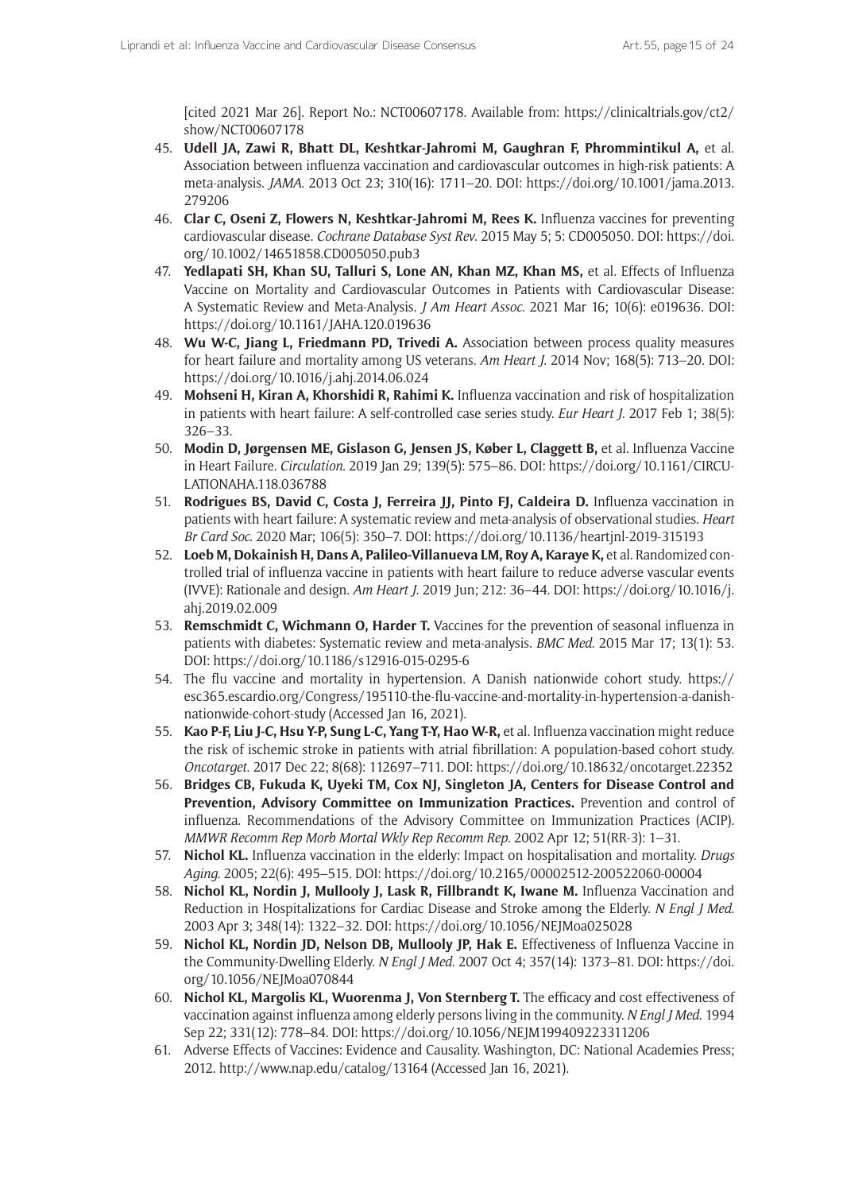[cited 2021 Mar 26]. Report No.: NCT00607178. Available from: https://clinicaltrials.gov/ct2/show/NCT00607178

45. **Udell JA, Zawi R, Bhatt DL, Keshtkar-Jahromi M, Gaughran F, Phrommintikul A,** et al. Association between influenza vaccination and cardiovascular outcomes in high-risk patients: A meta-analysis. *JAMA*. 2013 Oct 23; 310(16): 1711–20. DOI: https://doi.org/10.1001/jama.2013.279206
46. **Clar C, Oseni Z, Flowers N, Keshtkar-Jahromi M, Rees K.** Influenza vaccines for preventing cardiovascular disease. *Cochrane Database Syst Rev*. 2015 May 5; 5: CD005050. DOI: https://doi.org/10.1002/14651858.CD005050.pub3
47. **Yedlapati SH, Khan SU, Talluri S, Lone AN, Khan MZ, Khan MS,** et al. Effects of Influenza Vaccine on Mortality and Cardiovascular Outcomes in Patients with Cardiovascular Disease: A Systematic Review and Meta-Analysis. *J Am Heart Assoc*. 2021 Mar 16; 10(6): e019636. DOI: https://doi.org/10.1161/JAHA.120.019636
48. **Wu W-C, Jiang L, Friedmann PD, Trivedi A.** Association between process quality measures for heart failure and mortality among US veterans. *Am Heart J*. 2014 Nov; 168(5): 713–20. DOI: https://doi.org/10.1016/j.ahj.2014.06.024
49. **Mohseni H, Kiran A, Khorshidi R, Rahimi K.** Influenza vaccination and risk of hospitalization in patients with heart failure: A self-controlled case series study. *Eur Heart J*. 2017 Feb 1; 38(5): 326–33.
50. **Modin D, Jørgensen ME, Gislason G, Jensen JS, Køber L, Claggett B,** et al. Influenza Vaccine in Heart Failure. *Circulation*. 2019 Jan 29; 139(5): 575–86. DOI: https://doi.org/10.1161/CIRCULATIONAHA.118.036788
51. **Rodrigues BS, David C, Costa J, Ferreira JJ, Pinto FJ, Caldeira D.** Influenza vaccination in patients with heart failure: A systematic review and meta-analysis of observational studies. *Heart Br Card Soc*. 2020 Mar; 106(5): 350–7. DOI: https://doi.org/10.1136/heartjnl-2019-315193
52. **Loeb M, Dokainish H, Dans A, Palileo-Villanueva LM, Roy A, Karaye K,** et al. Randomized controlled trial of influenza vaccine in patients with heart failure to reduce adverse vascular events (IVVE): Rationale and design. *Am Heart J*. 2019 Jun; 212: 36–44. DOI: https://doi.org/10.1016/j.ahj.2019.02.009
53. **Remschmidt C, Wichmann O, Harder T.** Vaccines for the prevention of seasonal influenza in patients with diabetes: Systematic review and meta-analysis. *BMC Med*. 2015 Mar 17; 13(1): 53. DOI: https://doi.org/10.1186/s12916-015-0295-6
54. The flu vaccine and mortality in hypertension. A Danish nationwide cohort study. https://esc365.escardio.org/Congress/195110-the-flu-vaccine-and-mortality-in-hypertension-a-danish-nationwide-cohort-study (Accessed Jan 16, 2021).
55. **Kao P-F, Liu J-C, Hsu Y-P, Sung L-C, Yang T-Y, Hao W-R,** et al. Influenza vaccination might reduce the risk of ischemic stroke in patients with atrial fibrillation: A population-based cohort study. *Oncotarget*. 2017 Dec 22; 8(68): 112697–711. DOI: https://doi.org/10.18632/oncotarget.22352
56. **Bridges CB, Fukuda K, Uyeki TM, Cox NJ, Singleton JA, Centers for Disease Control and Prevention, Advisory Committee on Immunization Practices.** Prevention and control of influenza. Recommendations of the Advisory Committee on Immunization Practices (ACIP). *MMWR Recomm Rep Morb Mortal Wkly Rep Recomm Rep*. 2002 Apr 12; 51(RR-3): 1–31.
57. **Nichol KL.** Influenza vaccination in the elderly: Impact on hospitalisation and mortality. *Drugs Aging*. 2005; 22(6): 495–515. DOI: https://doi.org/10.2165/00002512-200522060-00004
58. **Nichol KL, Nordin J, Mullooly J, Lask R, Fillbrandt K, Iwane M.** Influenza Vaccination and Reduction in Hospitalizations for Cardiac Disease and Stroke among the Elderly. *N Engl J Med*. 2003 Apr 3; 348(14): 1322–32. DOI: https://doi.org/10.1056/NEJMoa025028
59. **Nichol KL, Nordin JD, Nelson DB, Mullooly JP, Hak E.** Effectiveness of Influenza Vaccine in the Community-Dwelling Elderly. *N Engl J Med*. 2007 Oct 4; 357(14): 1373–81. DOI: https://doi.org/10.1056/NEJMoa070844
60. **Nichol KL, Margolis KL, Wuorenma J, Von Sternberg T.** The efficacy and cost effectiveness of vaccination against influenza among elderly persons living in the community. *N Engl J Med*. 1994 Sep 22; 331(12): 778–84. DOI: https://doi.org/10.1056/NEJM199409223311206
61. Adverse Effects of Vaccines: Evidence and Causality. Washington, DC: National Academies Press; 2012. http://www.nap.edu/catalog/13164 (Accessed Jan 16, 2021).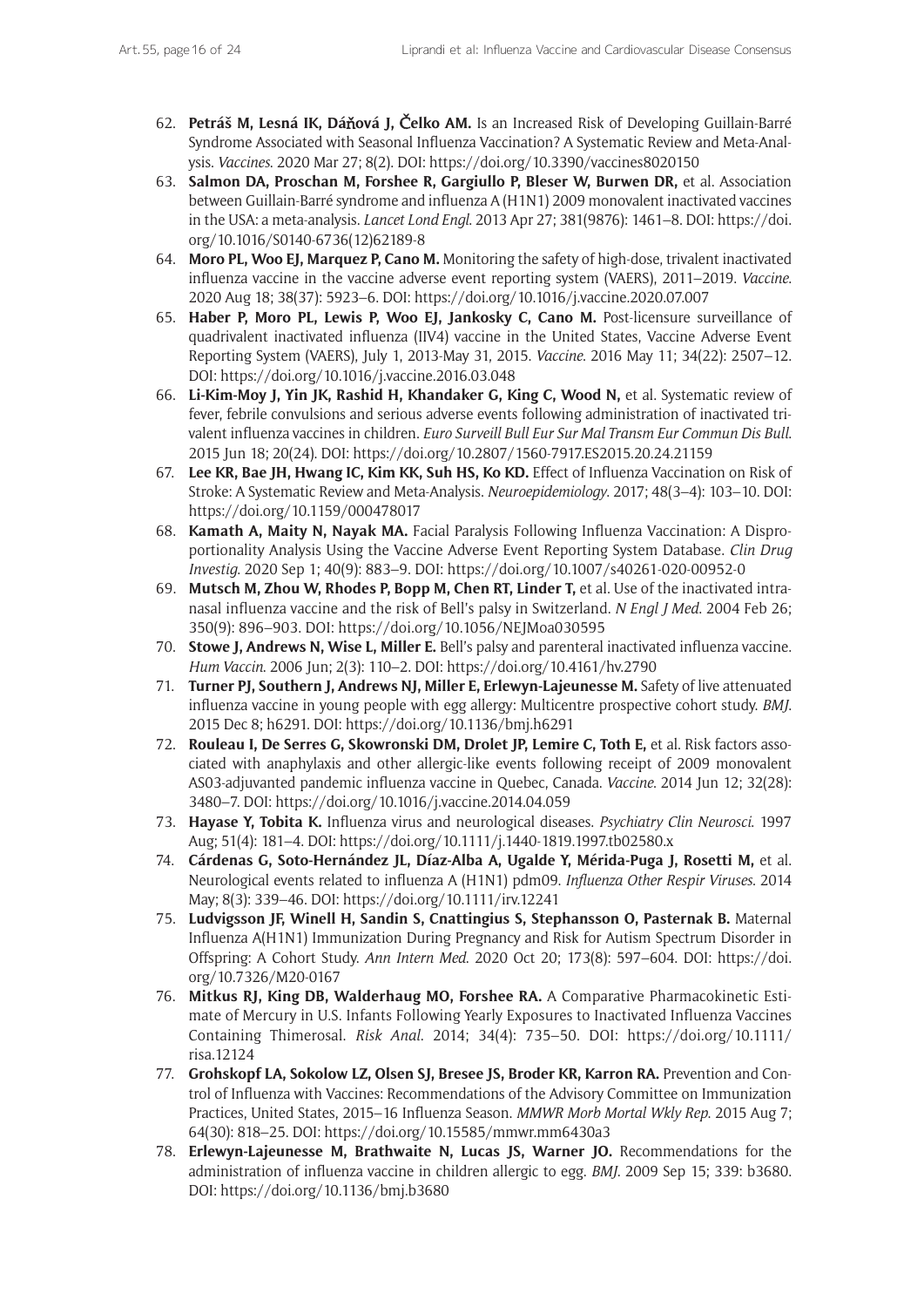62. **Petráš M, Lesná IK, Dáňová J, Čelko AM.** Is an Increased Risk of Developing Guillain-Barré Syndrome Associated with Seasonal Influenza Vaccination? A Systematic Review and Meta-Analysis. *Vaccines*. 2020 Mar 27; 8(2). DOI: https://doi.org/10.3390/vaccines8020150
63. **Salmon DA, Proschan M, Forshee R, Gargiullo P, Bleser W, Burwen DR,** et al. Association between Guillain-Barré syndrome and influenza A (H1N1) 2009 monovalent inactivated vaccines in the USA: a meta-analysis. *Lancet Lond Engl*. 2013 Apr 27; 381(9876): 1461–8. DOI: https://doi.org/10.1016/S0140-6736(12)62189-8
64. **Moro PL, Woo EJ, Marquez P, Cano M.** Monitoring the safety of high-dose, trivalent inactivated influenza vaccine in the vaccine adverse event reporting system (VAERS), 2011–2019. *Vaccine*. 2020 Aug 18; 38(37): 5923–6. DOI: https://doi.org/10.1016/j.vaccine.2020.07.007
65. **Haber P, Moro PL, Lewis P, Woo EJ, Jankosky C, Cano M.** Post-licensure surveillance of quadrivalent inactivated influenza (IIV4) vaccine in the United States, Vaccine Adverse Event Reporting System (VAERS), July 1, 2013-May 31, 2015. *Vaccine*. 2016 May 11; 34(22): 2507–12. DOI: https://doi.org/10.1016/j.vaccine.2016.03.048
66. **Li-Kim-Moy J, Yin JK, Rashid H, Khandaker G, King C, Wood N,** et al. Systematic review of fever, febrile convulsions and serious adverse events following administration of inactivated trivalent influenza vaccines in children. *Euro Surveill Bull Eur Sur Mal Transm Eur Commun Dis Bull*. 2015 Jun 18; 20(24). DOI: https://doi.org/10.2807/1560-7917.ES2015.20.24.21159
67. **Lee KR, Bae JH, Hwang IC, Kim KK, Suh HS, Ko KD.** Effect of Influenza Vaccination on Risk of Stroke: A Systematic Review and Meta-Analysis. *Neuroepidemiology*. 2017; 48(3–4): 103–10. DOI: https://doi.org/10.1159/000478017
68. **Kamath A, Maity N, Nayak MA.** Facial Paralysis Following Influenza Vaccination: A Disproportionality Analysis Using the Vaccine Adverse Event Reporting System Database. *Clin Drug Investig*. 2020 Sep 1; 40(9): 883–9. DOI: https://doi.org/10.1007/s40261-020-00952-0
69. **Mutsch M, Zhou W, Rhodes P, Bopp M, Chen RT, Linder T,** et al. Use of the inactivated intranasal influenza vaccine and the risk of Bell's palsy in Switzerland. *N Engl J Med*. 2004 Feb 26; 350(9): 896–903. DOI: https://doi.org/10.1056/NEJMoa030595
70. **Stowe J, Andrews N, Wise L, Miller E.** Bell's palsy and parenteral inactivated influenza vaccine. *Hum Vaccin*. 2006 Jun; 2(3): 110–2. DOI: https://doi.org/10.4161/hv.2790
71. **Turner PJ, Southern J, Andrews NJ, Miller E, Erlewyn-Lajeunesse M.** Safety of live attenuated influenza vaccine in young people with egg allergy: Multicentre prospective cohort study. *BMJ*. 2015 Dec 8; h6291. DOI: https://doi.org/10.1136/bmj.h6291
72. **Rouleau I, De Serres G, Skowronski DM, Drolet JP, Lemire C, Toth E,** et al. Risk factors associated with anaphylaxis and other allergic-like events following receipt of 2009 monovalent AS03-adjuvanted pandemic influenza vaccine in Quebec, Canada. *Vaccine*. 2014 Jun 12; 32(28): 3480–7. DOI: https://doi.org/10.1016/j.vaccine.2014.04.059
73. **Hayase Y, Tobita K.** Influenza virus and neurological diseases. *Psychiatry Clin Neurosci*. 1997 Aug; 51(4): 181–4. DOI: https://doi.org/10.1111/j.1440-1819.1997.tb02580.x
74. **Cárdenas G, Soto-Hernández JL, Díaz-Alba A, Ugalde Y, Mérida-Puga J, Rosetti M,** et al. Neurological events related to influenza A (H1N1) pdm09. *Influenza Other Respir Viruses*. 2014 May; 8(3): 339–46. DOI: https://doi.org/10.1111/irv.12241
75. **Ludvigsson JF, Winell H, Sandin S, Cnattingius S, Stephansson O, Pasternak B.** Maternal Influenza A(H1N1) Immunization During Pregnancy and Risk for Autism Spectrum Disorder in Offspring: A Cohort Study. *Ann Intern Med*. 2020 Oct 20; 173(8): 597–604. DOI: https://doi.org/10.7326/M20-0167
76. **Mitkus RJ, King DB, Walderhaug MO, Forshee RA.** A Comparative Pharmacokinetic Estimate of Mercury in U.S. Infants Following Yearly Exposures to Inactivated Influenza Vaccines Containing Thimerosal. *Risk Anal*. 2014; 34(4): 735–50. DOI: https://doi.org/10.1111/risa.12124
77. **Grohskopf LA, Sokolow LZ, Olsen SJ, Bresee JS, Broder KR, Karron RA.** Prevention and Control of Influenza with Vaccines: Recommendations of the Advisory Committee on Immunization Practices, United States, 2015–16 Influenza Season. *MMWR Morb Mortal Wkly Rep*. 2015 Aug 7; 64(30): 818–25. DOI: https://doi.org/10.15585/mmwr.mm6430a3
78. **Erlewyn-Lajeunesse M, Brathwaite N, Lucas JS, Warner JO.** Recommendations for the administration of influenza vaccine in children allergic to egg. *BMJ*. 2009 Sep 15; 339: b3680. DOI: https://doi.org/10.1136/bmj.b3680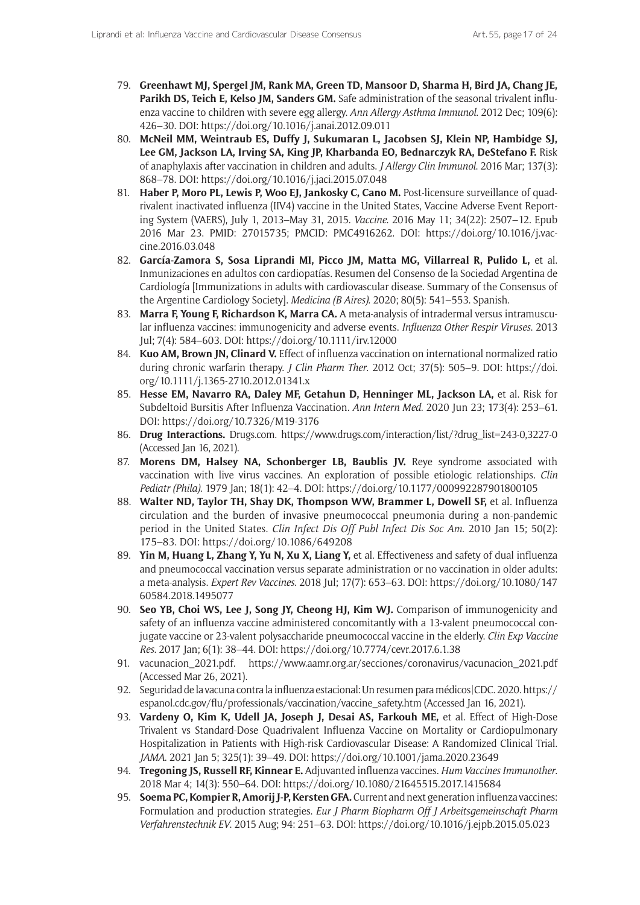79. **Greenhawt MJ, Spergel JM, Rank MA, Green TD, Mansoor D, Sharma H, Bird JA, Chang JE, Parikh DS, Teich E, Kelso JM, Sanders GM.** Safe administration of the seasonal trivalent influenza vaccine to children with severe egg allergy. *Ann Allergy Asthma Immunol*. 2012 Dec; 109(6): 426–30. DOI: https://doi.org/10.1016/j.anai.2012.09.011
80. **McNeil MM, Weintraub ES, Duffy J, Sukumaran L, Jacobsen SJ, Klein NP, Hambidge SJ, Lee GM, Jackson LA, Irving SA, King JP, Kharbanda EO, Bednarczyk RA, DeStefano F.** Risk of anaphylaxis after vaccination in children and adults. *J Allergy Clin Immunol*. 2016 Mar; 137(3): 868–78. DOI: https://doi.org/10.1016/j.jaci.2015.07.048
81. **Haber P, Moro PL, Lewis P, Woo EJ, Jankosky C, Cano M.** Post-licensure surveillance of quadrivalent inactivated influenza (IIV4) vaccine in the United States, Vaccine Adverse Event Reporting System (VAERS), July 1, 2013–May 31, 2015. *Vaccine*. 2016 May 11; 34(22): 2507–12. Epub 2016 Mar 23. PMID: 27015735; PMCID: PMC4916262. DOI: https://doi.org/10.1016/j.vaccine.2016.03.048
82. **García-Zamora S, Sosa Liprandi MI, Picco JM, Matta MG, Villarreal R, Pulido L,** et al. Inmunizaciones en adultos con cardiopatías. Resumen del Consenso de la Sociedad Argentina de Cardiología [Immunizations in adults with cardiovascular disease. Summary of the Consensus of the Argentine Cardiology Society]. *Medicina (B Aires)*. 2020; 80(5): 541–553. Spanish.
83. **Marra F, Young F, Richardson K, Marra CA.** A meta-analysis of intradermal versus intramuscular influenza vaccines: immunogenicity and adverse events. *Influenza Other Respir Viruses*. 2013 Jul; 7(4): 584–603. DOI: https://doi.org/10.1111/irv.12000
84. **Kuo AM, Brown JN, Clinard V.** Effect of influenza vaccination on international normalized ratio during chronic warfarin therapy. *J Clin Pharm Ther*. 2012 Oct; 37(5): 505–9. DOI: https://doi.org/10.1111/j.1365-2710.2012.01341.x
85. **Hesse EM, Navarro RA, Daley MF, Getahun D, Henninger ML, Jackson LA,** et al. Risk for Subdeltoid Bursitis After Influenza Vaccination. *Ann Intern Med*. 2020 Jun 23; 173(4): 253–61. DOI: https://doi.org/10.7326/M19-3176
86. **Drug Interactions.** Drugs.com. https://www.drugs.com/interaction/list/?drug_list=243-0,3227-0 (Accessed Jan 16, 2021).
87. **Morens DM, Halsey NA, Schonberger LB, Baublis JV.** Reye syndrome associated with vaccination with live virus vaccines. An exploration of possible etiologic relationships. *Clin Pediatr (Phila)*. 1979 Jan; 18(1): 42–4. DOI: https://doi.org/10.1177/000992287901800105
88. **Walter ND, Taylor TH, Shay DK, Thompson WW, Brammer L, Dowell SF,** et al. Influenza circulation and the burden of invasive pneumococcal pneumonia during a non-pandemic period in the United States. *Clin Infect Dis Off Publ Infect Dis Soc Am*. 2010 Jan 15; 50(2): 175–83. DOI: https://doi.org/10.1086/649208
89. **Yin M, Huang L, Zhang Y, Yu N, Xu X, Liang Y,** et al. Effectiveness and safety of dual influenza and pneumococcal vaccination versus separate administration or no vaccination in older adults: a meta-analysis. *Expert Rev Vaccines*. 2018 Jul; 17(7): 653–63. DOI: https://doi.org/10.1080/14760584.2018.1495077
90. **Seo YB, Choi WS, Lee J, Song JY, Cheong HJ, Kim WJ.** Comparison of immunogenicity and safety of an influenza vaccine administered concomitantly with a 13-valent pneumococcal conjugate vaccine or 23-valent polysaccharide pneumococcal vaccine in the elderly. *Clin Exp Vaccine Res*. 2017 Jan; 6(1): 38–44. DOI: https://doi.org/10.7774/cevr.2017.6.1.38
91. vacunacion_2021.pdf. https://www.aamr.org.ar/secciones/coronavirus/vacunacion_2021.pdf (Accessed Mar 26, 2021).
92. Seguridad de la vacuna contra la influenza estacional: Un resumen para médicos|CDC. 2020. https://espanol.cdc.gov/flu/professionals/vaccination/vaccine_safety.htm (Accessed Jan 16, 2021).
93. **Vardeny O, Kim K, Udell JA, Joseph J, Desai AS, Farkouh ME,** et al. Effect of High-Dose Trivalent vs Standard-Dose Quadrivalent Influenza Vaccine on Mortality or Cardiopulmonary Hospitalization in Patients with High-risk Cardiovascular Disease: A Randomized Clinical Trial. *JAMA*. 2021 Jan 5; 325(1): 39–49. DOI: https://doi.org/10.1001/jama.2020.23649
94. **Tregoning JS, Russell RF, Kinnear E.** Adjuvanted influenza vaccines. *Hum Vaccines Immunother*. 2018 Mar 4; 14(3): 550–64. DOI: https://doi.org/10.1080/21645515.2017.1415684
95. **Soema PC, Kompier R, Amorij J-P, Kersten GFA.** Current and next generation influenza vaccines: Formulation and production strategies. *Eur J Pharm Biopharm Off J Arbeitsgemeinschaft Pharm Verfahrenstechnik EV*. 2015 Aug; 94: 251–63. DOI: https://doi.org/10.1016/j.ejpb.2015.05.023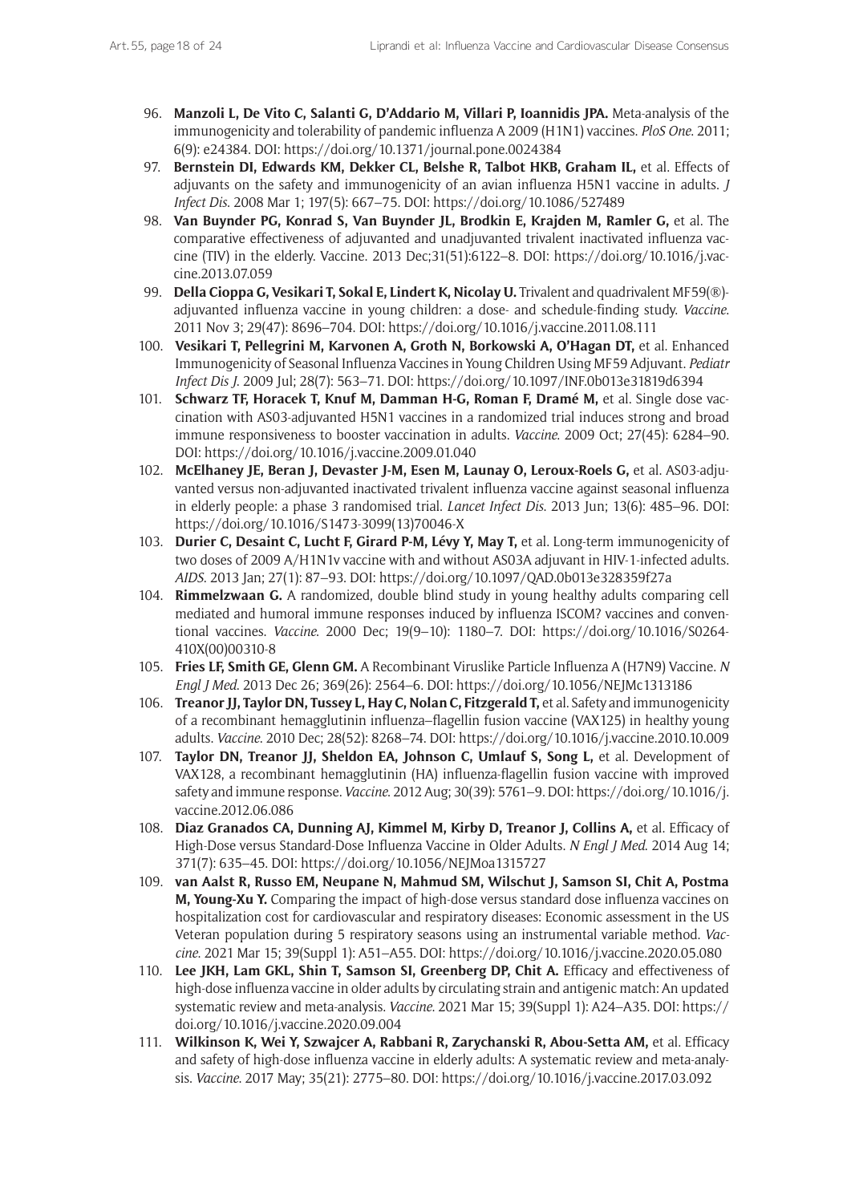96. **Manzoli L, De Vito C, Salanti G, D'Addario M, Villari P, Ioannidis JPA.** Meta-analysis of the immunogenicity and tolerability of pandemic influenza A 2009 (H1N1) vaccines. *PloS One*. 2011; 6(9): e24384. DOI: https://doi.org/10.1371/journal.pone.0024384
97. **Bernstein DI, Edwards KM, Dekker CL, Belshe R, Talbot HKB, Graham IL,** et al. Effects of adjuvants on the safety and immunogenicity of an avian influenza H5N1 vaccine in adults. *J Infect Dis*. 2008 Mar 1; 197(5): 667–75. DOI: https://doi.org/10.1086/527489
98. **Van Buynder PG, Konrad S, Van Buynder JL, Brodkin E, Krajden M, Ramler G,** et al. The comparative effectiveness of adjuvanted and unadjuvanted trivalent inactivated influenza vaccine (TIV) in the elderly. Vaccine. 2013 Dec;31(51):6122–8. DOI: https://doi.org/10.1016/j.vaccine.2013.07.059
99. **Della Cioppa G, Vesikari T, Sokal E, Lindert K, Nicolay U.** Trivalent and quadrivalent MF59(®)-adjuvanted influenza vaccine in young children: a dose- and schedule-finding study. *Vaccine*. 2011 Nov 3; 29(47): 8696–704. DOI: https://doi.org/10.1016/j.vaccine.2011.08.111
100. **Vesikari T, Pellegrini M, Karvonen A, Groth N, Borkowski A, O'Hagan DT,** et al. Enhanced Immunogenicity of Seasonal Influenza Vaccines in Young Children Using MF59 Adjuvant. *Pediatr Infect Dis J*. 2009 Jul; 28(7): 563–71. DOI: https://doi.org/10.1097/INF.0b013e31819d6394
101. **Schwarz TF, Horacek T, Knuf M, Damman H-G, Roman F, Dramé M,** et al. Single dose vaccination with AS03-adjuvanted H5N1 vaccines in a randomized trial induces strong and broad immune responsiveness to booster vaccination in adults. *Vaccine*. 2009 Oct; 27(45): 6284–90. DOI: https://doi.org/10.1016/j.vaccine.2009.01.040
102. **McElhaney JE, Beran J, Devaster J-M, Esen M, Launay O, Leroux-Roels G,** et al. AS03-adjuvanted versus non-adjuvanted inactivated trivalent influenza vaccine against seasonal influenza in elderly people: a phase 3 randomised trial. *Lancet Infect Dis*. 2013 Jun; 13(6): 485–96. DOI: https://doi.org/10.1016/S1473-3099(13)70046-X
103. **Durier C, Desaint C, Lucht F, Girard P-M, Lévy Y, May T,** et al. Long-term immunogenicity of two doses of 2009 A/H1N1v vaccine with and without AS03A adjuvant in HIV-1-infected adults. *AIDS*. 2013 Jan; 27(1): 87–93. DOI: https://doi.org/10.1097/QAD.0b013e328359f27a
104. **Rimmelzwaan G.** A randomized, double blind study in young healthy adults comparing cell mediated and humoral immune responses induced by influenza ISCOM? vaccines and conventional vaccines. *Vaccine*. 2000 Dec; 19(9–10): 1180–7. DOI: https://doi.org/10.1016/S0264-410X(00)00310-8
105. **Fries LF, Smith GE, Glenn GM.** A Recombinant Viruslike Particle Influenza A (H7N9) Vaccine. *N Engl J Med*. 2013 Dec 26; 369(26): 2564–6. DOI: https://doi.org/10.1056/NEJMc1313186
106. **Treanor JJ, Taylor DN, Tussey L, Hay C, Nolan C, Fitzgerald T,** et al. Safety and immunogenicity of a recombinant hemagglutinin influenza–flagellin fusion vaccine (VAX125) in healthy young adults. *Vaccine*. 2010 Dec; 28(52): 8268–74. DOI: https://doi.org/10.1016/j.vaccine.2010.10.009
107. **Taylor DN, Treanor JJ, Sheldon EA, Johnson C, Umlauf S, Song L,** et al. Development of VAX128, a recombinant hemagglutinin (HA) influenza-flagellin fusion vaccine with improved safety and immune response. *Vaccine*. 2012 Aug; 30(39): 5761–9. DOI: https://doi.org/10.1016/j.vaccine.2012.06.086
108. **Diaz Granados CA, Dunning AJ, Kimmel M, Kirby D, Treanor J, Collins A,** et al. Efficacy of High-Dose versus Standard-Dose Influenza Vaccine in Older Adults. *N Engl J Med*. 2014 Aug 14; 371(7): 635–45. DOI: https://doi.org/10.1056/NEJMoa1315727
109. **van Aalst R, Russo EM, Neupane N, Mahmud SM, Wilschut J, Samson SI, Chit A, Postma M, Young-Xu Y.** Comparing the impact of high-dose versus standard dose influenza vaccines on hospitalization cost for cardiovascular and respiratory diseases: Economic assessment in the US Veteran population during 5 respiratory seasons using an instrumental variable method. *Vaccine*. 2021 Mar 15; 39(Suppl 1): A51–A55. DOI: https://doi.org/10.1016/j.vaccine.2020.05.080
110. **Lee JKH, Lam GKL, Shin T, Samson SI, Greenberg DP, Chit A.** Efficacy and effectiveness of high-dose influenza vaccine in older adults by circulating strain and antigenic match: An updated systematic review and meta-analysis. *Vaccine*. 2021 Mar 15; 39(Suppl 1): A24–A35. DOI: https://doi.org/10.1016/j.vaccine.2020.09.004
111. **Wilkinson K, Wei Y, Szwajcer A, Rabbani R, Zarychanski R, Abou-Setta AM,** et al. Efficacy and safety of high-dose influenza vaccine in elderly adults: A systematic review and meta-analysis. *Vaccine*. 2017 May; 35(21): 2775–80. DOI: https://doi.org/10.1016/j.vaccine.2017.03.092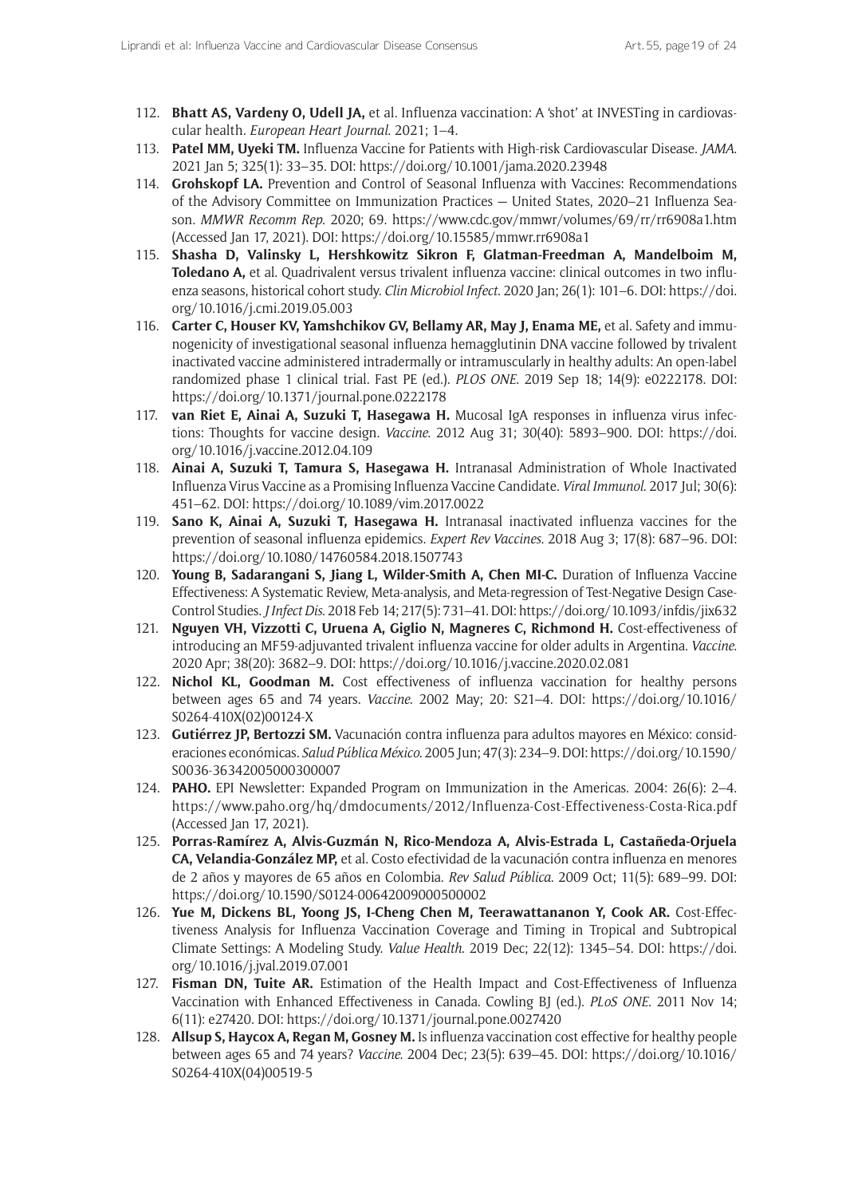112. **Bhatt AS, Vardeny O, Udell JA,** et al. Influenza vaccination: A 'shot' at INVESTing in cardiovascular health. *European Heart Journal*. 2021; 1–4.
113. **Patel MM, Uyeki TM.** Influenza Vaccine for Patients with High-risk Cardiovascular Disease. *JAMA*. 2021 Jan 5; 325(1): 33–35. DOI: https://doi.org/10.1001/jama.2020.23948
114. **Grohskopf LA.** Prevention and Control of Seasonal Influenza with Vaccines: Recommendations of the Advisory Committee on Immunization Practices — United States, 2020–21 Influenza Season. *MMWR Recomm Rep*. 2020; 69. https://www.cdc.gov/mmwr/volumes/69/rr/rr6908a1.htm (Accessed Jan 17, 2021). DOI: https://doi.org/10.15585/mmwr.rr6908a1
115. **Shasha D, Valinsky L, Hershkowitz Sikron F, Glatman-Freedman A, Mandelboim M, Toledano A,** et al. Quadrivalent versus trivalent influenza vaccine: clinical outcomes in two influenza seasons, historical cohort study. *Clin Microbiol Infect*. 2020 Jan; 26(1): 101–6. DOI: https://doi.org/10.1016/j.cmi.2019.05.003
116. **Carter C, Houser KV, Yamshchikov GV, Bellamy AR, May J, Enama ME,** et al. Safety and immunogenicity of investigational seasonal influenza hemagglutinin DNA vaccine followed by trivalent inactivated vaccine administered intradermally or intramuscularly in healthy adults: An open-label randomized phase 1 clinical trial. Fast PE (ed.). *PLOS ONE*. 2019 Sep 18; 14(9): e0222178. DOI: https://doi.org/10.1371/journal.pone.0222178
117. **van Riet E, Ainai A, Suzuki T, Hasegawa H.** Mucosal IgA responses in influenza virus infections: Thoughts for vaccine design. *Vaccine*. 2012 Aug 31; 30(40): 5893–900. DOI: https://doi.org/10.1016/j.vaccine.2012.04.109
118. **Ainai A, Suzuki T, Tamura S, Hasegawa H.** Intranasal Administration of Whole Inactivated Influenza Virus Vaccine as a Promising Influenza Vaccine Candidate. *Viral Immunol*. 2017 Jul; 30(6): 451–62. DOI: https://doi.org/10.1089/vim.2017.0022
119. **Sano K, Ainai A, Suzuki T, Hasegawa H.** Intranasal inactivated influenza vaccines for the prevention of seasonal influenza epidemics. *Expert Rev Vaccines*. 2018 Aug 3; 17(8): 687–96. DOI: https://doi.org/10.1080/14760584.2018.1507743
120. **Young B, Sadarangani S, Jiang L, Wilder-Smith A, Chen MI-C.** Duration of Influenza Vaccine Effectiveness: A Systematic Review, Meta-analysis, and Meta-regression of Test-Negative Design Case-Control Studies. *J Infect Dis*. 2018 Feb 14; 217(5): 731–41. DOI: https://doi.org/10.1093/infdis/jix632
121. **Nguyen VH, Vizzotti C, Uruena A, Giglio N, Magneres C, Richmond H.** Cost-effectiveness of introducing an MF59-adjuvanted trivalent influenza vaccine for older adults in Argentina. *Vaccine*. 2020 Apr; 38(20): 3682–9. DOI: https://doi.org/10.1016/j.vaccine.2020.02.081
122. **Nichol KL, Goodman M.** Cost effectiveness of influenza vaccination for healthy persons between ages 65 and 74 years. *Vaccine*. 2002 May; 20: S21–4. DOI: https://doi.org/10.1016/S0264-410X(02)00124-X
123. **Gutiérrez JP, Bertozzi SM.** Vacunación contra influenza para adultos mayores en México: consideraciones económicas. *Salud Pública México*. 2005 Jun; 47(3): 234–9. DOI: https://doi.org/10.1590/S0036-36342005000300007
124. **PAHO.** EPI Newsletter: Expanded Program on Immunization in the Americas. 2004: 26(6): 2–4. https://www.paho.org/hq/dmdocuments/2012/Influenza-Cost-Effectiveness-Costa-Rica.pdf (Accessed Jan 17, 2021).
125. **Porras-Ramírez A, Alvis-Guzmán N, Rico-Mendoza A, Alvis-Estrada L, Castañeda-Orjuela CA, Velandia-González MP,** et al. Costo efectividad de la vacunación contra influenza en menores de 2 años y mayores de 65 años en Colombia. *Rev Salud Pública*. 2009 Oct; 11(5): 689–99. DOI: https://doi.org/10.1590/S0124-00642009000500002
126. **Yue M, Dickens BL, Yoong JS, I-Cheng Chen M, Teerawattananon Y, Cook AR.** Cost-Effectiveness Analysis for Influenza Vaccination Coverage and Timing in Tropical and Subtropical Climate Settings: A Modeling Study. *Value Health*. 2019 Dec; 22(12): 1345–54. DOI: https://doi.org/10.1016/j.jval.2019.07.001
127. **Fisman DN, Tuite AR.** Estimation of the Health Impact and Cost-Effectiveness of Influenza Vaccination with Enhanced Effectiveness in Canada. Cowling BJ (ed.). *PLoS ONE*. 2011 Nov 14; 6(11): e27420. DOI: https://doi.org/10.1371/journal.pone.0027420
128. **Allsup S, Haycox A, Regan M, Gosney M.** Is influenza vaccination cost effective for healthy people between ages 65 and 74 years? *Vaccine*. 2004 Dec; 23(5): 639–45. DOI: https://doi.org/10.1016/S0264-410X(04)00519-5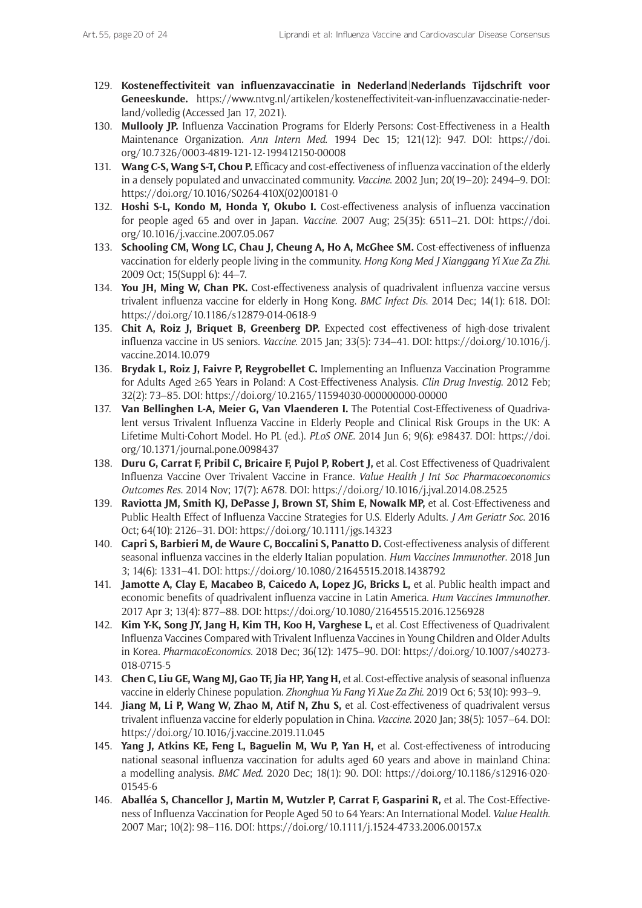129. **Kosteneffectiviteit van influenzavaccinatie in Nederland|Nederlands Tijdschrift voor Geneeskunde.** https://www.ntvg.nl/artikelen/kosteneffectiviteit-van-influenzavaccinatie-nederland/volledig (Accessed Jan 17, 2021).
130. **Mullooly JP.** Influenza Vaccination Programs for Elderly Persons: Cost-Effectiveness in a Health Maintenance Organization. *Ann Intern Med.* 1994 Dec 15; 121(12): 947. DOI: https://doi.org/10.7326/0003-4819-121-12-199412150-00008
131. **Wang C-S, Wang S-T, Chou P.** Efficacy and cost-effectiveness of influenza vaccination of the elderly in a densely populated and unvaccinated community. *Vaccine.* 2002 Jun; 20(19–20): 2494–9. DOI: https://doi.org/10.1016/S0264-410X(02)00181-0
132. **Hoshi S-L, Kondo M, Honda Y, Okubo I.** Cost-effectiveness analysis of influenza vaccination for people aged 65 and over in Japan. *Vaccine.* 2007 Aug; 25(35): 6511–21. DOI: https://doi.org/10.1016/j.vaccine.2007.05.067
133. **Schooling CM, Wong LC, Chau J, Cheung A, Ho A, McGhee SM.** Cost-effectiveness of influenza vaccination for elderly people living in the community. *Hong Kong Med J Xianggang Yi Xue Za Zhi.* 2009 Oct; 15(Suppl 6): 44–7.
134. **You JH, Ming W, Chan PK.** Cost-effectiveness analysis of quadrivalent influenza vaccine versus trivalent influenza vaccine for elderly in Hong Kong. *BMC Infect Dis.* 2014 Dec; 14(1): 618. DOI: https://doi.org/10.1186/s12879-014-0618-9
135. **Chit A, Roiz J, Briquet B, Greenberg DP.** Expected cost effectiveness of high-dose trivalent influenza vaccine in US seniors. *Vaccine.* 2015 Jan; 33(5): 734–41. DOI: https://doi.org/10.1016/j.vaccine.2014.10.079
136. **Brydak L, Roiz J, Faivre P, Reygrobellet C.** Implementing an Influenza Vaccination Programme for Adults Aged ≥65 Years in Poland: A Cost-Effectiveness Analysis. *Clin Drug Investig.* 2012 Feb; 32(2): 73–85. DOI: https://doi.org/10.2165/11594030-000000000-00000
137. **Van Bellinghen L-A, Meier G, Van Vlaenderen I.** The Potential Cost-Effectiveness of Quadrivalent versus Trivalent Influenza Vaccine in Elderly People and Clinical Risk Groups in the UK: A Lifetime Multi-Cohort Model. Ho PL (ed.). *PLoS ONE.* 2014 Jun 6; 9(6): e98437. DOI: https://doi.org/10.1371/journal.pone.0098437
138. **Duru G, Carrat F, Pribil C, Bricaire F, Pujol P, Robert J,** et al. Cost Effectiveness of Quadrivalent Influenza Vaccine Over Trivalent Vaccine in France. *Value Health J Int Soc Pharmacoeconomics Outcomes Res.* 2014 Nov; 17(7): A678. DOI: https://doi.org/10.1016/j.jval.2014.08.2525
139. **Raviotta JM, Smith KJ, DePasse J, Brown ST, Shim E, Nowalk MP,** et al. Cost-Effectiveness and Public Health Effect of Influenza Vaccine Strategies for U.S. Elderly Adults. *J Am Geriatr Soc.* 2016 Oct; 64(10): 2126–31. DOI: https://doi.org/10.1111/jgs.14323
140. **Capri S, Barbieri M, de Waure C, Boccalini S, Panatto D.** Cost-effectiveness analysis of different seasonal influenza vaccines in the elderly Italian population. *Hum Vaccines Immunother.* 2018 Jun 3; 14(6): 1331–41. DOI: https://doi.org/10.1080/21645515.2018.1438792
141. **Jamotte A, Clay E, Macabeo B, Caicedo A, Lopez JG, Bricks L,** et al. Public health impact and economic benefits of quadrivalent influenza vaccine in Latin America. *Hum Vaccines Immunother.* 2017 Apr 3; 13(4): 877–88. DOI: https://doi.org/10.1080/21645515.2016.1256928
142. **Kim Y-K, Song JY, Jang H, Kim TH, Koo H, Varghese L,** et al. Cost Effectiveness of Quadrivalent Influenza Vaccines Compared with Trivalent Influenza Vaccines in Young Children and Older Adults in Korea. *PharmacoEconomics.* 2018 Dec; 36(12): 1475–90. DOI: https://doi.org/10.1007/s40273-018-0715-5
143. **Chen C, Liu GE, Wang MJ, Gao TF, Jia HP, Yang H,** et al. Cost-effective analysis of seasonal influenza vaccine in elderly Chinese population. *Zhonghua Yu Fang Yi Xue Za Zhi.* 2019 Oct 6; 53(10): 993–9.
144. **Jiang M, Li P, Wang W, Zhao M, Atif N, Zhu S,** et al. Cost-effectiveness of quadrivalent versus trivalent influenza vaccine for elderly population in China. *Vaccine.* 2020 Jan; 38(5): 1057–64. DOI: https://doi.org/10.1016/j.vaccine.2019.11.045
145. **Yang J, Atkins KE, Feng L, Baguelin M, Wu P, Yan H,** et al. Cost-effectiveness of introducing national seasonal influenza vaccination for adults aged 60 years and above in mainland China: a modelling analysis. *BMC Med.* 2020 Dec; 18(1): 90. DOI: https://doi.org/10.1186/s12916-020-01545-6
146. **Aballéa S, Chancellor J, Martin M, Wutzler P, Carrat F, Gasparini R,** et al. The Cost-Effectiveness of Influenza Vaccination for People Aged 50 to 64 Years: An International Model. *Value Health.* 2007 Mar; 10(2): 98–116. DOI: https://doi.org/10.1111/j.1524-4733.2006.00157.x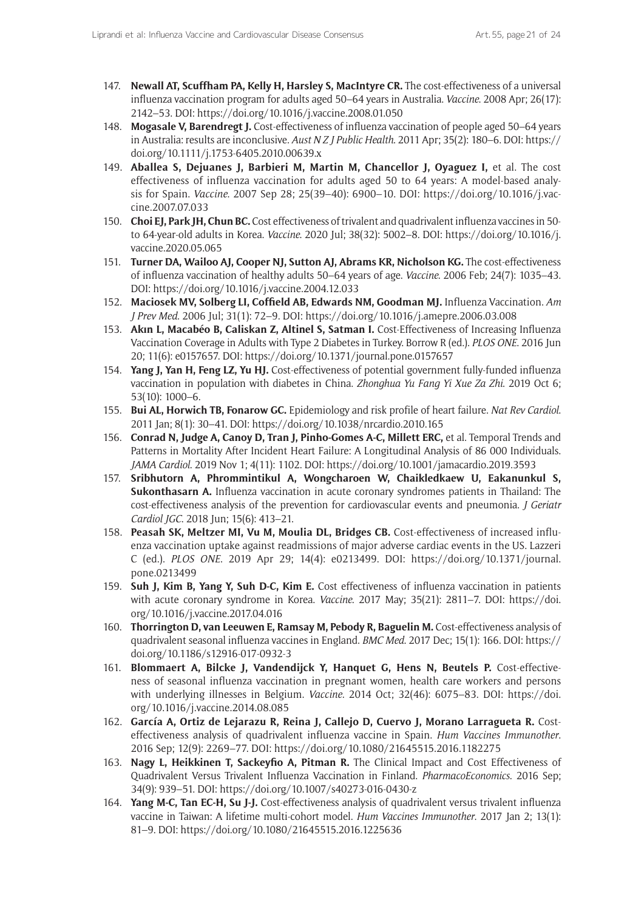147. **Newall AT, Scuffham PA, Kelly H, Harsley S, MacIntyre CR.** The cost-effectiveness of a universal influenza vaccination program for adults aged 50–64 years in Australia. *Vaccine*. 2008 Apr; 26(17): 2142–53. DOI: https://doi.org/10.1016/j.vaccine.2008.01.050
148. **Mogasale V, Barendregt J.** Cost-effectiveness of influenza vaccination of people aged 50–64 years in Australia: results are inconclusive. *Aust N Z J Public Health*. 2011 Apr; 35(2): 180–6. DOI: https://doi.org/10.1111/j.1753-6405.2010.00639.x
149. **Aballea S, Dejuanes J, Barbieri M, Martin M, Chancellor J, Oyaguez I,** et al. The cost effectiveness of influenza vaccination for adults aged 50 to 64 years: A model-based analysis for Spain. *Vaccine*. 2007 Sep 28; 25(39–40): 6900–10. DOI: https://doi.org/10.1016/j.vaccine.2007.07.033
150. **Choi EJ, Park JH, Chun BC.** Cost effectiveness of trivalent and quadrivalent influenza vaccines in 50-to 64-year-old adults in Korea. *Vaccine*. 2020 Jul; 38(32): 5002–8. DOI: https://doi.org/10.1016/j.vaccine.2020.05.065
151. **Turner DA, Wailoo AJ, Cooper NJ, Sutton AJ, Abrams KR, Nicholson KG.** The cost-effectiveness of influenza vaccination of healthy adults 50–64 years of age. *Vaccine*. 2006 Feb; 24(7): 1035–43. DOI: https://doi.org/10.1016/j.vaccine.2004.12.033
152. **Maciosek MV, Solberg LI, Coffield AB, Edwards NM, Goodman MJ.** Influenza Vaccination. *Am J Prev Med*. 2006 Jul; 31(1): 72–9. DOI: https://doi.org/10.1016/j.amepre.2006.03.008
153. **Akın L, Macabéo B, Caliskan Z, Altinel S, Satman I.** Cost-Effectiveness of Increasing Influenza Vaccination Coverage in Adults with Type 2 Diabetes in Turkey. Borrow R (ed.). *PLOS ONE*. 2016 Jun 20; 11(6): e0157657. DOI: https://doi.org/10.1371/journal.pone.0157657
154. **Yang J, Yan H, Feng LZ, Yu HJ.** Cost-effectiveness of potential government fully-funded influenza vaccination in population with diabetes in China. *Zhonghua Yu Fang Yi Xue Za Zhi*. 2019 Oct 6; 53(10): 1000–6.
155. **Bui AL, Horwich TB, Fonarow GC.** Epidemiology and risk profile of heart failure. *Nat Rev Cardiol*. 2011 Jan; 8(1): 30–41. DOI: https://doi.org/10.1038/nrcardio.2010.165
156. **Conrad N, Judge A, Canoy D, Tran J, Pinho-Gomes A-C, Millett ERC,** et al. Temporal Trends and Patterns in Mortality After Incident Heart Failure: A Longitudinal Analysis of 86 000 Individuals. *JAMA Cardiol*. 2019 Nov 1; 4(11): 1102. DOI: https://doi.org/10.1001/jamacardio.2019.3593
157. **Sribhutorn A, Phrommintikul A, Wongcharoen W, Chaikledkaew U, Eakanunkul S, Sukonthasarn A.** Influenza vaccination in acute coronary syndromes patients in Thailand: The cost-effectiveness analysis of the prevention for cardiovascular events and pneumonia. *J Geriatr Cardiol JGC*. 2018 Jun; 15(6): 413–21.
158. **Peasah SK, Meltzer MI, Vu M, Moulia DL, Bridges CB.** Cost-effectiveness of increased influenza vaccination uptake against readmissions of major adverse cardiac events in the US. Lazzeri C (ed.). *PLOS ONE*. 2019 Apr 29; 14(4): e0213499. DOI: https://doi.org/10.1371/journal.pone.0213499
159. **Suh J, Kim B, Yang Y, Suh D-C, Kim E.** Cost effectiveness of influenza vaccination in patients with acute coronary syndrome in Korea. *Vaccine*. 2017 May; 35(21): 2811–7. DOI: https://doi.org/10.1016/j.vaccine.2017.04.016
160. **Thorrington D, van Leeuwen E, Ramsay M, Pebody R, Baguelin M.** Cost-effectiveness analysis of quadrivalent seasonal influenza vaccines in England. *BMC Med*. 2017 Dec; 15(1): 166. DOI: https://doi.org/10.1186/s12916-017-0932-3
161. **Blommaert A, Bilcke J, Vandendijck Y, Hanquet G, Hens N, Beutels P.** Cost-effectiveness of seasonal influenza vaccination in pregnant women, health care workers and persons with underlying illnesses in Belgium. *Vaccine*. 2014 Oct; 32(46): 6075–83. DOI: https://doi.org/10.1016/j.vaccine.2014.08.085
162. **García A, Ortiz de Lejarazu R, Reina J, Callejo D, Cuervo J, Morano Larragueta R.** Cost-effectiveness analysis of quadrivalent influenza vaccine in Spain. *Hum Vaccines Immunother*. 2016 Sep; 12(9): 2269–77. DOI: https://doi.org/10.1080/21645515.2016.1182275
163. **Nagy L, Heikkinen T, Sackeyfio A, Pitman R.** The Clinical Impact and Cost Effectiveness of Quadrivalent Versus Trivalent Influenza Vaccination in Finland. *PharmacoEconomics*. 2016 Sep; 34(9): 939–51. DOI: https://doi.org/10.1007/s40273-016-0430-z
164. **Yang M-C, Tan EC-H, Su J-J.** Cost-effectiveness analysis of quadrivalent versus trivalent influenza vaccine in Taiwan: A lifetime multi-cohort model. *Hum Vaccines Immunother*. 2017 Jan 2; 13(1): 81–9. DOI: https://doi.org/10.1080/21645515.2016.1225636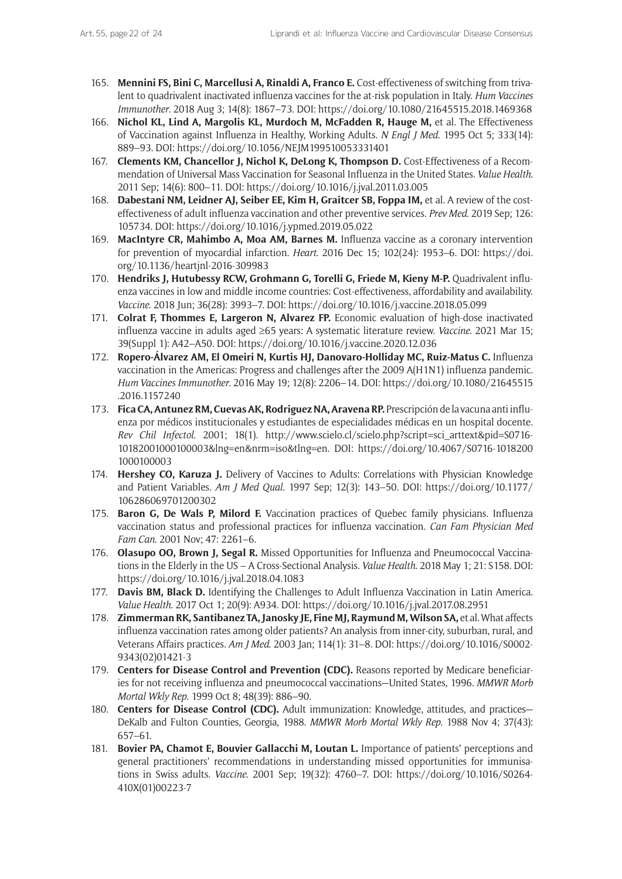165. **Mennini FS, Bini C, Marcellusi A, Rinaldi A, Franco E.** Cost-effectiveness of switching from trivalent to quadrivalent inactivated influenza vaccines for the at-risk population in Italy. *Hum Vaccines Immunother*. 2018 Aug 3; 14(8): 1867–73. DOI: https://doi.org/10.1080/21645515.2018.1469368
166. **Nichol KL, Lind A, Margolis KL, Murdoch M, McFadden R, Hauge M,** et al. The Effectiveness of Vaccination against Influenza in Healthy, Working Adults. *N Engl J Med*. 1995 Oct 5; 333(14): 889–93. DOI: https://doi.org/10.1056/NEJM199510053331401
167. **Clements KM, Chancellor J, Nichol K, DeLong K, Thompson D.** Cost-Effectiveness of a Recommendation of Universal Mass Vaccination for Seasonal Influenza in the United States. *Value Health*. 2011 Sep; 14(6): 800–11. DOI: https://doi.org/10.1016/j.jval.2011.03.005
168. **Dabestani NM, Leidner AJ, Seiber EE, Kim H, Graitcer SB, Foppa IM,** et al. A review of the cost-effectiveness of adult influenza vaccination and other preventive services. *Prev Med*. 2019 Sep; 126: 105734. DOI: https://doi.org/10.1016/j.ypmed.2019.05.022
169. **MacIntyre CR, Mahimbo A, Moa AM, Barnes M.** Influenza vaccine as a coronary intervention for prevention of myocardial infarction. *Heart*. 2016 Dec 15; 102(24): 1953–6. DOI: https://doi.org/10.1136/heartjnl-2016-309983
170. **Hendriks J, Hutubessy RCW, Grohmann G, Torelli G, Friede M, Kieny M-P.** Quadrivalent influenza vaccines in low and middle income countries: Cost-effectiveness, affordability and availability. *Vaccine*. 2018 Jun; 36(28): 3993–7. DOI: https://doi.org/10.1016/j.vaccine.2018.05.099
171. **Colrat F, Thommes E, Largeron N, Alvarez FP.** Economic evaluation of high-dose inactivated influenza vaccine in adults aged ≥65 years: A systematic literature review. *Vaccine*. 2021 Mar 15; 39(Suppl 1): A42–A50. DOI: https://doi.org/10.1016/j.vaccine.2020.12.036
172. **Ropero-Álvarez AM, El Omeiri N, Kurtis HJ, Danovaro-Holliday MC, Ruiz-Matus C.** Influenza vaccination in the Americas: Progress and challenges after the 2009 A(H1N1) influenza pandemic. *Hum Vaccines Immunother*. 2016 May 19; 12(8): 2206–14. DOI: https://doi.org/10.1080/21645515.2016.1157240
173. **Fica CA, Antunez RM, Cuevas AK, Rodriguez NA, Aravena RP.** Prescripción de la vacuna anti influenza por médicos institucionales y estudiantes de especialidades médicas en un hospital docente. *Rev Chil Infectol*. 2001; 18(1). http://www.scielo.cl/scielo.php?script=sci_arttext&pid=S0716-10182001000100003&lng=en&nrm=iso&tlng=en. DOI: https://doi.org/10.4067/S0716-10182001000100003
174. **Hershey CO, Karuza J.** Delivery of Vaccines to Adults: Correlations with Physician Knowledge and Patient Variables. *Am J Med Qual*. 1997 Sep; 12(3): 143–50. DOI: https://doi.org/10.1177/106286069701200302
175. **Baron G, De Wals P, Milord F.** Vaccination practices of Quebec family physicians. Influenza vaccination status and professional practices for influenza vaccination. *Can Fam Physician Med Fam Can*. 2001 Nov; 47: 2261–6.
176. **Olasupo OO, Brown J, Segal R.** Missed Opportunities for Influenza and Pneumococcal Vaccinations in the Elderly in the US – A Cross-Sectional Analysis. *Value Health*. 2018 May 1; 21: S158. DOI: https://doi.org/10.1016/j.jval.2018.04.1083
177. **Davis BM, Black D.** Identifying the Challenges to Adult Influenza Vaccination in Latin America. *Value Health*. 2017 Oct 1; 20(9): A934. DOI: https://doi.org/10.1016/j.jval.2017.08.2951
178. **Zimmerman RK, Santibanez TA, Janosky JE, Fine MJ, Raymund M, Wilson SA,** et al. What affects influenza vaccination rates among older patients? An analysis from inner-city, suburban, rural, and Veterans Affairs practices. *Am J Med*. 2003 Jan; 114(1): 31–8. DOI: https://doi.org/10.1016/S0002-9343(02)01421-3
179. **Centers for Disease Control and Prevention (CDC).** Reasons reported by Medicare beneficiaries for not receiving influenza and pneumococcal vaccinations—United States, 1996. *MMWR Morb Mortal Wkly Rep*. 1999 Oct 8; 48(39): 886–90.
180. **Centers for Disease Control (CDC).** Adult immunization: Knowledge, attitudes, and practices—DeKalb and Fulton Counties, Georgia, 1988. *MMWR Morb Mortal Wkly Rep*. 1988 Nov 4; 37(43): 657–61.
181. **Bovier PA, Chamot E, Bouvier Gallacchi M, Loutan L.** Importance of patients' perceptions and general practitioners' recommendations in understanding missed opportunities for immunisations in Swiss adults. *Vaccine*. 2001 Sep; 19(32): 4760–7. DOI: https://doi.org/10.1016/S0264-410X(01)00223-7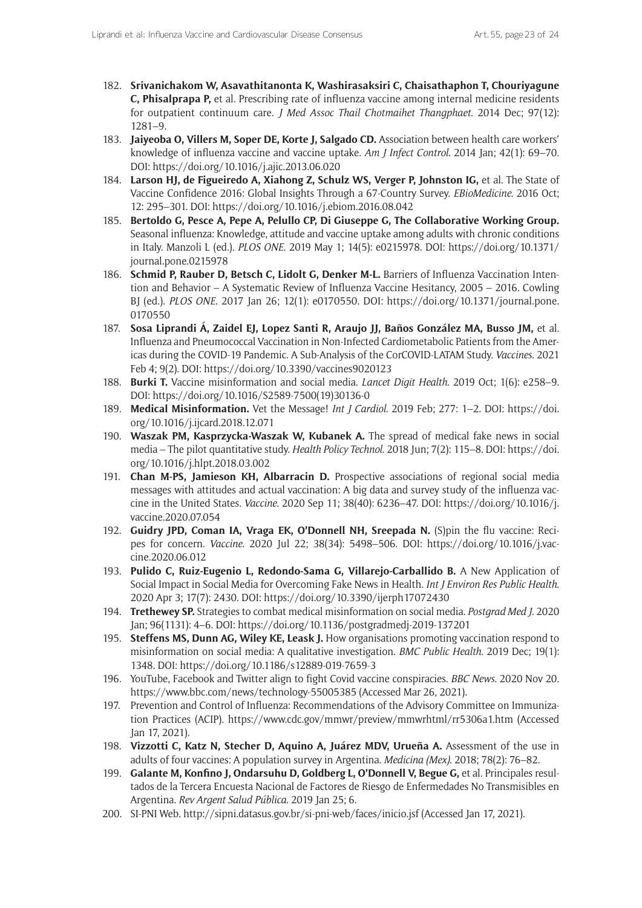182. **Srivanichakom W, Asavathitanonta K, Washirasaksiri C, Chaisathaphon T, Chouriyagune C, Phisalprapa P,** et al. Prescribing rate of influenza vaccine among internal medicine residents for outpatient continuum care. *J Med Assoc Thail Chotmaihet Thangphaet*. 2014 Dec; 97(12): 1281–9.
183. **Jaiyeoba O, Villers M, Soper DE, Korte J, Salgado CD.** Association between health care workers' knowledge of influenza vaccine and vaccine uptake. *Am J Infect Control*. 2014 Jan; 42(1): 69–70. DOI: https://doi.org/10.1016/j.ajic.2013.06.020
184. **Larson HJ, de Figueiredo A, Xiahong Z, Schulz WS, Verger P, Johnston IG,** et al. The State of Vaccine Confidence 2016: Global Insights Through a 67-Country Survey. *EBioMedicine*. 2016 Oct; 12: 295–301. DOI: https://doi.org/10.1016/j.ebiom.2016.08.042
185. **Bertoldo G, Pesce A, Pepe A, Pelullo CP, Di Giuseppe G, The Collaborative Working Group.** Seasonal influenza: Knowledge, attitude and vaccine uptake among adults with chronic conditions in Italy. Manzoli L (ed.). *PLOS ONE*. 2019 May 1; 14(5): e0215978. DOI: https://doi.org/10.1371/journal.pone.0215978
186. **Schmid P, Rauber D, Betsch C, Lidolt G, Denker M-L.** Barriers of Influenza Vaccination Intention and Behavior – A Systematic Review of Influenza Vaccine Hesitancy, 2005 – 2016. Cowling BJ (ed.). *PLOS ONE*. 2017 Jan 26; 12(1): e0170550. DOI: https://doi.org/10.1371/journal.pone.0170550
187. **Sosa Liprandi Á, Zaidel EJ, Lopez Santi R, Araujo JJ, Baños González MA, Busso JM,** et al. Influenza and Pneumococcal Vaccination in Non-Infected Cardiometabolic Patients from the Americas during the COVID-19 Pandemic. A Sub-Analysis of the CorCOVID-LATAM Study. *Vaccines*. 2021 Feb 4; 9(2). DOI: https://doi.org/10.3390/vaccines9020123
188. **Burki T.** Vaccine misinformation and social media. *Lancet Digit Health*. 2019 Oct; 1(6): e258–9. DOI: https://doi.org/10.1016/S2589-7500(19)30136-0
189. **Medical Misinformation.** Vet the Message! *Int J Cardiol*. 2019 Feb; 277: 1–2. DOI: https://doi.org/10.1016/j.ijcard.2018.12.071
190. **Waszak PM, Kasprzycka-Waszak W, Kubanek A.** The spread of medical fake news in social media – The pilot quantitative study. *Health Policy Technol*. 2018 Jun; 7(2): 115–8. DOI: https://doi.org/10.1016/j.hlpt.2018.03.002
191. **Chan M-PS, Jamieson KH, Albarracin D.** Prospective associations of regional social media messages with attitudes and actual vaccination: A big data and survey study of the influenza vaccine in the United States. *Vaccine*. 2020 Sep 11; 38(40): 6236–47. DOI: https://doi.org/10.1016/j.vaccine.2020.07.054
192. **Guidry JPD, Coman IA, Vraga EK, O'Donnell NH, Sreepada N.** (S)pin the flu vaccine: Recipes for concern. *Vaccine*. 2020 Jul 22; 38(34): 5498–506. DOI: https://doi.org/10.1016/j.vaccine.2020.06.012
193. **Pulido C, Ruiz-Eugenio L, Redondo-Sama G, Villarejo-Carballido B.** A New Application of Social Impact in Social Media for Overcoming Fake News in Health. *Int J Environ Res Public Health*. 2020 Apr 3; 17(7): 2430. DOI: https://doi.org/10.3390/ijerph17072430
194. **Trethewey SP.** Strategies to combat medical misinformation on social media. *Postgrad Med J*. 2020 Jan; 96(1131): 4–6. DOI: https://doi.org/10.1136/postgradmedj-2019-137201
195. **Steffens MS, Dunn AG, Wiley KE, Leask J.** How organisations promoting vaccination respond to misinformation on social media: A qualitative investigation. *BMC Public Health*. 2019 Dec; 19(1): 1348. DOI: https://doi.org/10.1186/s12889-019-7659-3
196. YouTube, Facebook and Twitter align to fight Covid vaccine conspiracies. *BBC News*. 2020 Nov 20. https://www.bbc.com/news/technology-55005385 (Accessed Mar 26, 2021).
197. Prevention and Control of Influenza: Recommendations of the Advisory Committee on Immunization Practices (ACIP). https://www.cdc.gov/mmwr/preview/mmwrhtml/rr5306a1.htm (Accessed Jan 17, 2021).
198. **Vizzotti C, Katz N, Stecher D, Aquino A, Juárez MDV, Urueña A.** Assessment of the use in adults of four vaccines: A population survey in Argentina. *Medicina (Mex)*. 2018; 78(2): 76–82.
199. **Galante M, Konfino J, Ondarsuhu D, Goldberg L, O'Donnell V, Begue G,** et al. Principales resultados de la Tercera Encuesta Nacional de Factores de Riesgo de Enfermedades No Transmisibles en Argentina. *Rev Argent Salud Pública*. 2019 Jan 25; 6.
200. SI-PNI Web. http://sipni.datasus.gov.br/si-pni-web/faces/inicio.jsf (Accessed Jan 17, 2021).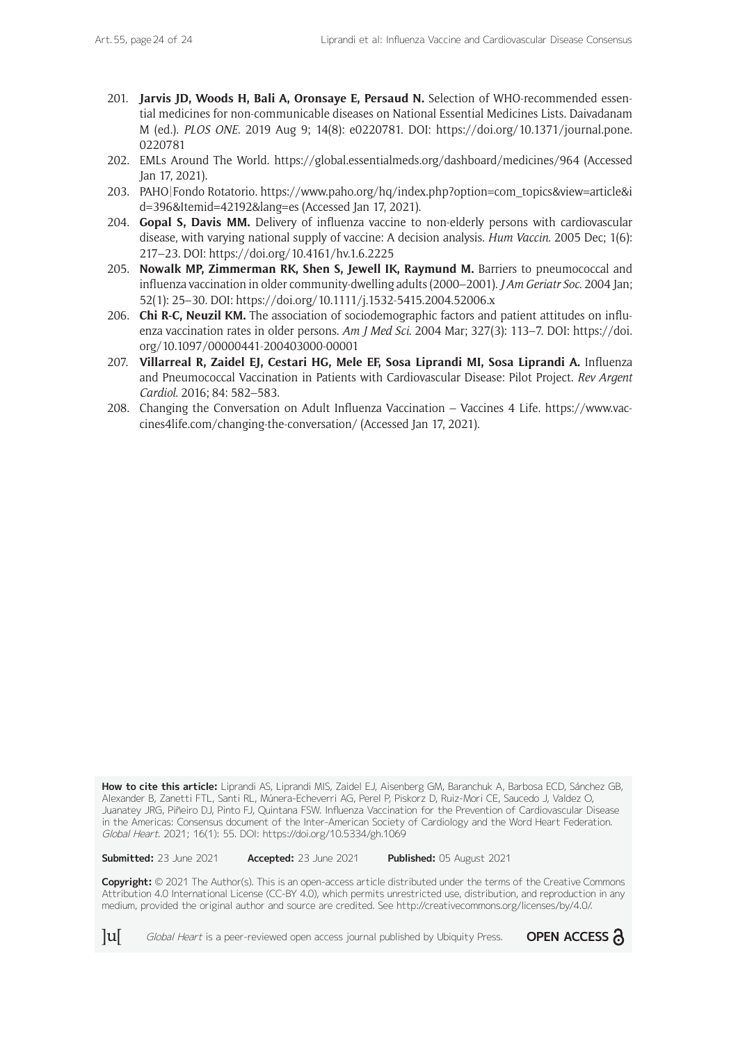201. **Jarvis JD, Woods H, Bali A, Oronsaye E, Persaud N.** Selection of WHO-recommended essential medicines for non-communicable diseases on National Essential Medicines Lists. Daivadanam M (ed.). *PLOS ONE*. 2019 Aug 9; 14(8): e0220781. DOI: https://doi.org/10.1371/journal.pone.0220781
202. EMLs Around The World. https://global.essentialmeds.org/dashboard/medicines/964 (Accessed Jan 17, 2021).
203. PAHO|Fondo Rotatorio. https://www.paho.org/hq/index.php?option=com_topics&view=article&id=396&Itemid=42192&lang=es (Accessed Jan 17, 2021).
204. **Gopal S, Davis MM.** Delivery of influenza vaccine to non-elderly persons with cardiovascular disease, with varying national supply of vaccine: A decision analysis. *Hum Vaccin*. 2005 Dec; 1(6): 217–23. DOI: https://doi.org/10.4161/hv.1.6.2225
205. **Nowalk MP, Zimmerman RK, Shen S, Jewell IK, Raymund M.** Barriers to pneumococcal and influenza vaccination in older community-dwelling adults (2000–2001). *J Am Geriatr Soc*. 2004 Jan; 52(1): 25–30. DOI: https://doi.org/10.1111/j.1532-5415.2004.52006.x
206. **Chi R-C, Neuzil KM.** The association of sociodemographic factors and patient attitudes on influenza vaccination rates in older persons. *Am J Med Sci*. 2004 Mar; 327(3): 113–7. DOI: https://doi.org/10.1097/00000441-200403000-00001
207. **Villarreal R, Zaidel EJ, Cestari HG, Mele EF, Sosa Liprandi MI, Sosa Liprandi A.** Influenza and Pneumococcal Vaccination in Patients with Cardiovascular Disease: Pilot Project. *Rev Argent Cardiol*. 2016; 84: 582–583.
208. Changing the Conversation on Adult Influenza Vaccination – Vaccines 4 Life. https://www.vaccines4life.com/changing-the-conversation/ (Accessed Jan 17, 2021).

**How to cite this article:** Liprandi AS, Liprandi MIS, Zaidel EJ, Aisenberg GM, Baranchuk A, Barbosa ECD, Sánchez GB, Alexander B, Zanetti FTL, Santi RL, Múnera-Echeverri AG, Perel P, Piskorz D, Ruiz-Mori CE, Saucedo J, Valdez O, Juanatey JRG, Piñeiro DJ, Pinto FJ, Quintana FSW. Influenza Vaccination for the Prevention of Cardiovascular Disease in the Americas: Consensus document of the Inter-American Society of Cardiology and the Word Heart Federation. *Global Heart*. 2021; 16(1): 55. DOI: https://doi.org/10.5334/gh.1069

**Submitted:** 23 June 2021 **Accepted:** 23 June 2021 **Published:** 05 August 2021

**Copyright:** © 2021 The Author(s). This is an open-access article distributed under the terms of the Creative Commons Attribution 4.0 International License (CC-BY 4.0), which permits unrestricted use, distribution, and reproduction in any medium, provided the original author and source are credited. See http://creativecommons.org/licenses/by/4.0/.

*Global Heart* is a peer-reviewed open access journal published by Ubiquity Press. **OPEN ACCESS**